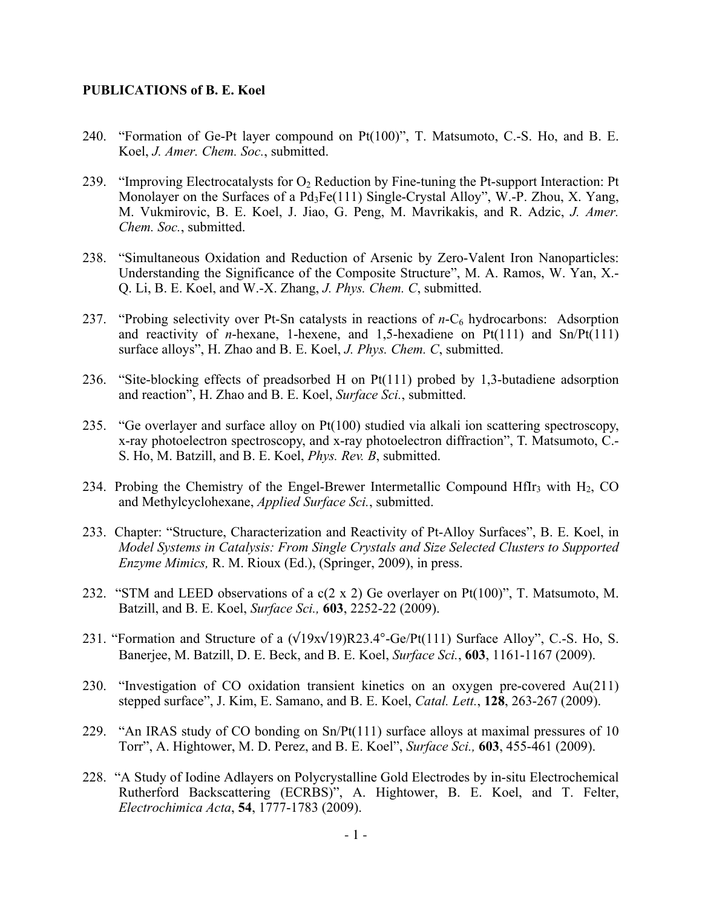**PUBLICATIONS of B. E. Koel**

240. "Formation of Ge-Pt layer compound on Pt(100)", T. Matsumoto, C.-S. Ho, and B. E. Koel, *J. Amer. Chem. Soc.*, submitted.

239. "Improving Electrocatalysts for $O_2$ Reduction by Fine-tuning the Pt-support Interaction: Pt Monolayer on the Surfaces of a $Pd_3Fe(111)$ Single-Crystal Alloy", W.-P. Zhou, X. Yang, M. Vukmirovic, B. E. Koel, J. Jiao, G. Peng, M. Mavrikakis, and R. Adzic, *J. Amer. Chem. Soc.*, submitted.

238. "Simultaneous Oxidation and Reduction of Arsenic by Zero-Valent Iron Nanoparticles: Understanding the Significance of the Composite Structure", M. A. Ramos, W. Yan, X.-Q. Li, B. E. Koel, and W.-X. Zhang, *J. Phys. Chem. C*, submitted.

237. "Probing selectivity over Pt-Sn catalysts in reactions of *n*-$C_6$ hydrocarbons: Adsorption and reactivity of *n*-hexane, 1-hexene, and 1,5-hexadiene on Pt(111) and Sn/Pt(111) surface alloys", H. Zhao and B. E. Koel, *J. Phys. Chem. C*, submitted.

236. "Site-blocking effects of preadsorbed H on Pt(111) probed by 1,3-butadiene adsorption and reaction", H. Zhao and B. E. Koel, *Surface Sci.*, submitted.

235. "Ge overlayer and surface alloy on Pt(100) studied via alkali ion scattering spectroscopy, x-ray photoelectron spectroscopy, and x-ray photoelectron diffraction", T. Matsumoto, C.-S. Ho, M. Batzill, and B. E. Koel, *Phys. Rev. B*, submitted.

234. Probing the Chemistry of the Engel-Brewer Intermetallic Compound $HfIr_3$ with $H_2$, CO and Methylcyclohexane, *Applied Surface Sci.*, submitted.

233. Chapter: "Structure, Characterization and Reactivity of Pt-Alloy Surfaces", B. E. Koel, in *Model Systems in Catalysis: From Single Crystals and Size Selected Clusters to Supported Enzyme Mimics,* R. M. Rioux (Ed.), (Springer, 2009), in press.

232. "STM and LEED observations of a c(2 x 2) Ge overlayer on Pt(100)", T. Matsumoto, M. Batzill, and B. E. Koel, *Surface Sci.,* **603**, 2252-22 (2009).

231. "Formation and Structure of a $(\sqrt{19}x\sqrt{19})R23.4°$-Ge/Pt(111) Surface Alloy", C.-S. Ho, S. Banerjee, M. Batzill, D. E. Beck, and B. E. Koel, *Surface Sci.*, **603**, 1161-1167 (2009).

230. "Investigation of CO oxidation transient kinetics on an oxygen pre-covered Au(211) stepped surface", J. Kim, E. Samano, and B. E. Koel, *Catal. Lett.*, **128**, 263-267 (2009).

229. "An IRAS study of CO bonding on Sn/Pt(111) surface alloys at maximal pressures of 10 Torr", A. Hightower, M. D. Perez, and B. E. Koel", *Surface Sci.,* **603**, 455-461 (2009).

228. "A Study of Iodine Adlayers on Polycrystalline Gold Electrodes by in-situ Electrochemical Rutherford Backscattering (ECRBS)", A. Hightower, B. E. Koel, and T. Felter, *Electrochimica Acta*, **54**, 1777-1783 (2009).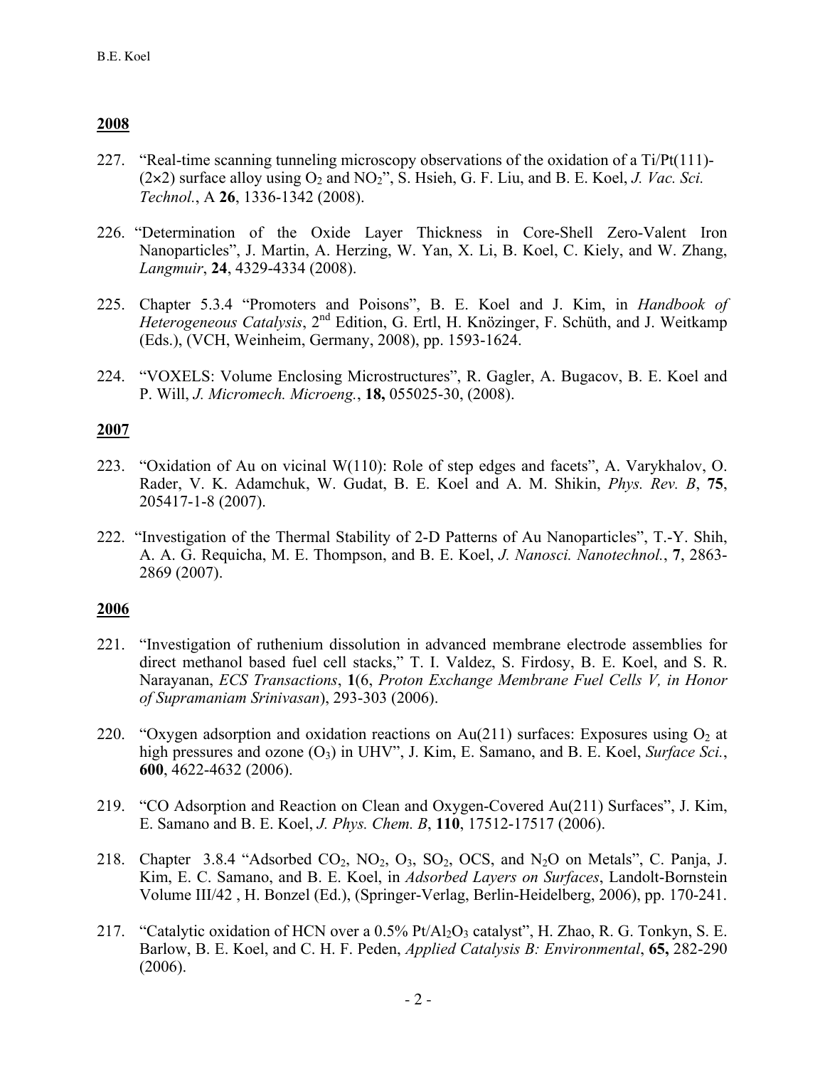**2008**

227. "Real-time scanning tunneling microscopy observations of the oxidation of a Ti/Pt(111)-(2×2) surface alloy using $O_2$ and $NO_2$", S. Hsieh, G. F. Liu, and B. E. Koel, *J. Vac. Sci. Technol.*, A **26**, 1336-1342 (2008).

226. "Determination of the Oxide Layer Thickness in Core-Shell Zero-Valent Iron Nanoparticles", J. Martin, A. Herzing, W. Yan, X. Li, B. Koel, C. Kiely, and W. Zhang, *Langmuir*, **24**, 4329-4334 (2008).

225. Chapter 5.3.4 "Promoters and Poisons", B. E. Koel and J. Kim, in *Handbook of Heterogeneous Catalysis*, 2nd Edition, G. Ertl, H. Knözinger, F. Schüth, and J. Weitkamp (Eds.), (VCH, Weinheim, Germany, 2008), pp. 1593-1624.

224. "VOXELS: Volume Enclosing Microstructures", R. Gagler, A. Bugacov, B. E. Koel and P. Will, *J. Micromech. Microeng.*, **18,** 055025-30, (2008).

**2007**

223. "Oxidation of Au on vicinal W(110): Role of step edges and facets", A. Varykhalov, O. Rader, V. K. Adamchuk, W. Gudat, B. E. Koel and A. M. Shikin, *Phys. Rev. B*, **75**, 205417-1-8 (2007).

222. "Investigation of the Thermal Stability of 2-D Patterns of Au Nanoparticles", T.-Y. Shih, A. A. G. Requicha, M. E. Thompson, and B. E. Koel, *J. Nanosci. Nanotechnol.*, **7**, 2863-2869 (2007).

**2006**

221. "Investigation of ruthenium dissolution in advanced membrane electrode assemblies for direct methanol based fuel cell stacks," T. I. Valdez, S. Firdosy, B. E. Koel, and S. R. Narayanan, *ECS Transactions*, **1**(6, *Proton Exchange Membrane Fuel Cells V, in Honor of Supramaniam Srinivasan*), 293-303 (2006).

220. "Oxygen adsorption and oxidation reactions on Au(211) surfaces: Exposures using $O_2$ at high pressures and ozone ($O_3$) in UHV", J. Kim, E. Samano, and B. E. Koel, *Surface Sci.*, **600**, 4622-4632 (2006).

219. "CO Adsorption and Reaction on Clean and Oxygen-Covered Au(211) Surfaces", J. Kim, E. Samano and B. E. Koel, *J. Phys. Chem. B*, **110**, 17512-17517 (2006).

218. Chapter 3.8.4 "Adsorbed $CO_2$, $NO_2$, $O_3$, $SO_2$, OCS, and $N_2O$ on Metals", C. Panja, J. Kim, E. C. Samano, and B. E. Koel, in *Adsorbed Layers on Surfaces*, Landolt-Bornstein Volume III/42 , H. Bonzel (Ed.), (Springer-Verlag, Berlin-Heidelberg, 2006), pp. 170-241.

217. "Catalytic oxidation of HCN over a 0.5% Pt/$Al_2O_3$ catalyst", H. Zhao, R. G. Tonkyn, S. E. Barlow, B. E. Koel, and C. H. F. Peden, *Applied Catalysis B: Environmental*, **65,** 282-290 (2006).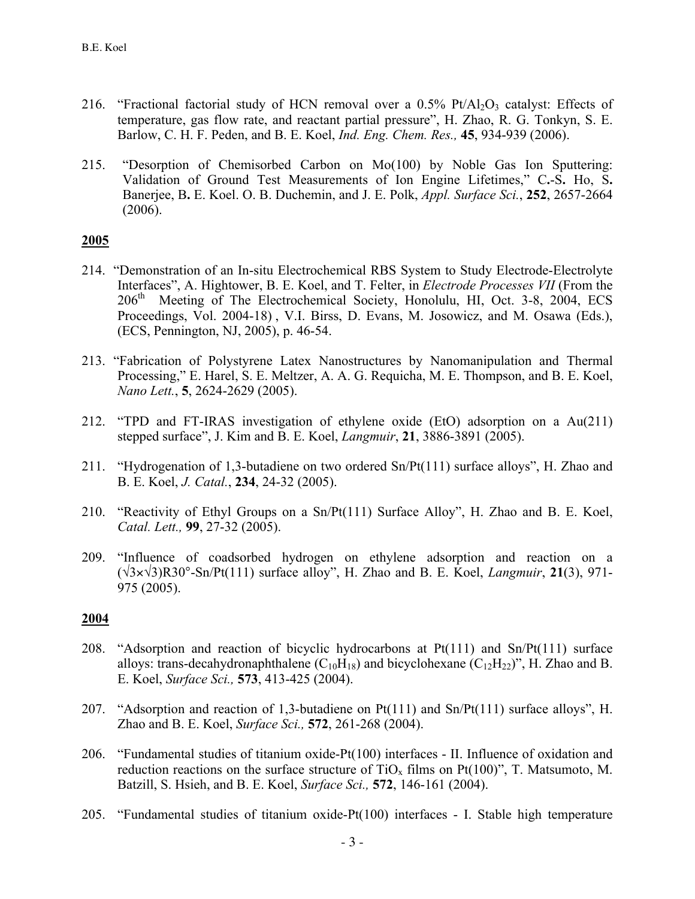216. "Fractional factorial study of HCN removal over a 0.5% $Pt/Al_2O_3$ catalyst: Effects of temperature, gas flow rate, and reactant partial pressure", H. Zhao, R. G. Tonkyn, S. E. Barlow, C. H. F. Peden, and B. E. Koel, *Ind. Eng. Chem. Res.,* **45**, 934-939 (2006).

215. "Desorption of Chemisorbed Carbon on Mo(100) by Noble Gas Ion Sputtering: Validation of Ground Test Measurements of Ion Engine Lifetimes," C.-S. Ho, S. Banerjee, B. E. Koel. O. B. Duchemin, and J. E. Polk, *Appl. Surface Sci.*, **252**, 2657-2664 (2006).

## 2005

214. "Demonstration of an In-situ Electrochemical RBS System to Study Electrode-Electrolyte Interfaces", A. Hightower, B. E. Koel, and T. Felter, in *Electrode Processes VII* (From the 206th Meeting of The Electrochemical Society, Honolulu, HI, Oct. 3-8, 2004, ECS Proceedings, Vol. 2004-18) , V.I. Birss, D. Evans, M. Josowicz, and M. Osawa (Eds.), (ECS, Pennington, NJ, 2005), p. 46-54.

213. "Fabrication of Polystyrene Latex Nanostructures by Nanomanipulation and Thermal Processing," E. Harel, S. E. Meltzer, A. A. G. Requicha, M. E. Thompson, and B. E. Koel, *Nano Lett.*, **5**, 2624-2629 (2005).

212. "TPD and FT-IRAS investigation of ethylene oxide (EtO) adsorption on a Au(211) stepped surface", J. Kim and B. E. Koel, *Langmuir*, **21**, 3886-3891 (2005).

211. "Hydrogenation of 1,3-butadiene on two ordered Sn/Pt(111) surface alloys", H. Zhao and B. E. Koel, *J. Catal.*, **234**, 24-32 (2005).

210. "Reactivity of Ethyl Groups on a Sn/Pt(111) Surface Alloy", H. Zhao and B. E. Koel, *Catal. Lett.,* **99**, 27-32 (2005).

209. "Influence of coadsorbed hydrogen on ethylene adsorption and reaction on a $(\sqrt{3}\times\sqrt{3})R30°$-Sn/Pt(111) surface alloy", H. Zhao and B. E. Koel, *Langmuir*, **21**(3), 971-975 (2005).

## 2004

208. "Adsorption and reaction of bicyclic hydrocarbons at Pt(111) and Sn/Pt(111) surface alloys: trans-decahydronaphthalene ($C_{10}H_{18}$) and bicyclohexane ($C_{12}H_{22}$)", H. Zhao and B. E. Koel, *Surface Sci.,* **573**, 413-425 (2004).

207. "Adsorption and reaction of 1,3-butadiene on Pt(111) and Sn/Pt(111) surface alloys", H. Zhao and B. E. Koel, *Surface Sci.,* **572**, 261-268 (2004).

206. "Fundamental studies of titanium oxide-Pt(100) interfaces - II. Influence of oxidation and reduction reactions on the surface structure of $TiO_x$ films on Pt(100)", T. Matsumoto, M. Batzill, S. Hsieh, and B. E. Koel, *Surface Sci.,* **572**, 146-161 (2004).

205. "Fundamental studies of titanium oxide-Pt(100) interfaces - I. Stable high temperature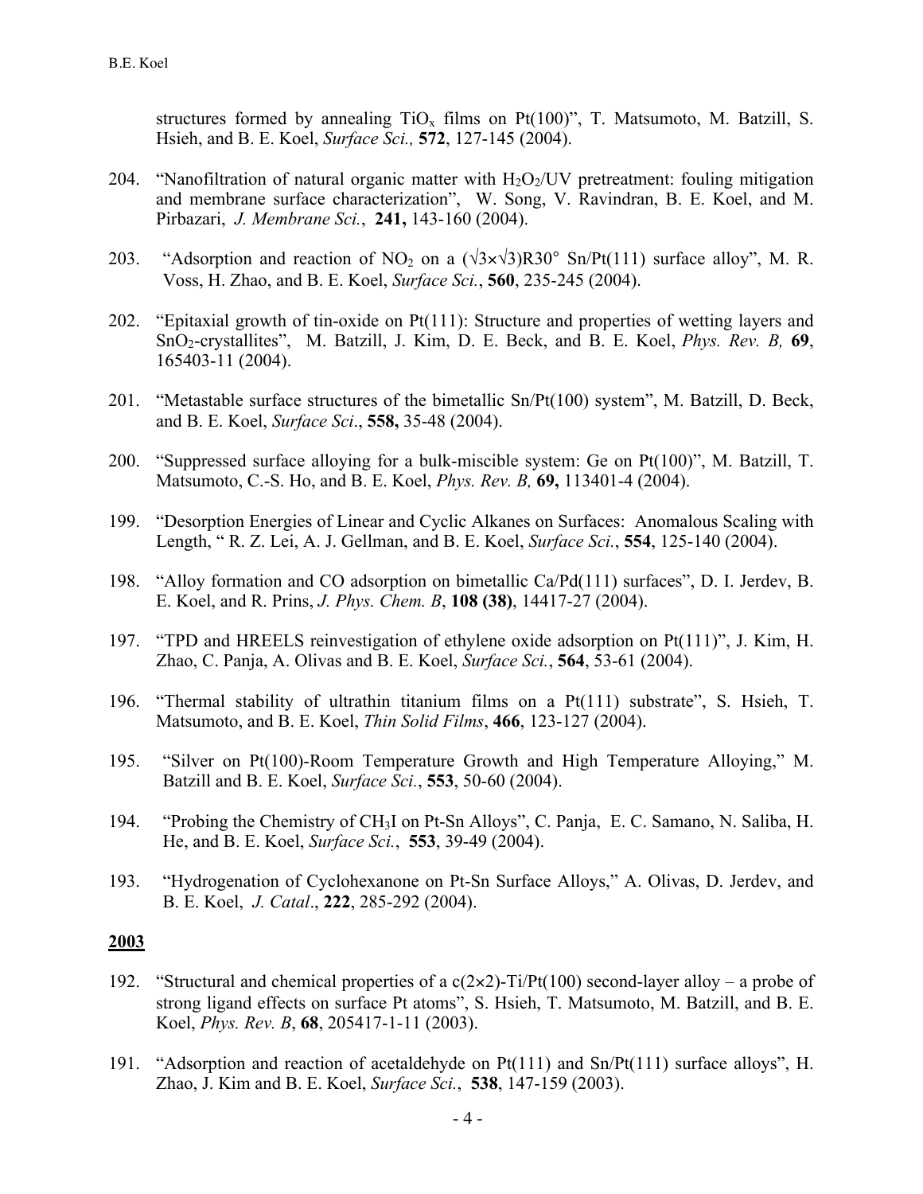structures formed by annealing $TiO_x$ films on Pt(100)", T. Matsumoto, M. Batzill, S. Hsieh, and B. E. Koel, *Surface Sci.,* **572**, 127-145 (2004).

204. "Nanofiltration of natural organic matter with $H_2O_2$/UV pretreatment: fouling mitigation and membrane surface characterization", W. Song, V. Ravindran, B. E. Koel, and M. Pirbazari, *J. Membrane Sci.*, **241,** 143-160 (2004).

203. "Adsorption and reaction of $NO_2$ on a $(\sqrt{3}\times\sqrt{3})R30°$ Sn/Pt(111) surface alloy", M. R. Voss, H. Zhao, and B. E. Koel, *Surface Sci.*, **560**, 235-245 (2004).

202. "Epitaxial growth of tin-oxide on Pt(111): Structure and properties of wetting layers and $SnO_2$-crystallites", M. Batzill, J. Kim, D. E. Beck, and B. E. Koel, *Phys. Rev. B,* **69**, 165403-11 (2004).

201. "Metastable surface structures of the bimetallic Sn/Pt(100) system", M. Batzill, D. Beck, and B. E. Koel, *Surface Sci*., **558,** 35-48 (2004).

200. "Suppressed surface alloying for a bulk-miscible system: Ge on Pt(100)", M. Batzill, T. Matsumoto, C.-S. Ho, and B. E. Koel, *Phys. Rev. B,* **69,** 113401-4 (2004).

199. "Desorption Energies of Linear and Cyclic Alkanes on Surfaces: Anomalous Scaling with Length, " R. Z. Lei, A. J. Gellman, and B. E. Koel, *Surface Sci.*, **554**, 125-140 (2004).

198. "Alloy formation and CO adsorption on bimetallic Ca/Pd(111) surfaces", D. I. Jerdev, B. E. Koel, and R. Prins, *J. Phys. Chem. B*, **108 (38)**, 14417-27 (2004).

197. "TPD and HREELS reinvestigation of ethylene oxide adsorption on Pt(111)", J. Kim, H. Zhao, C. Panja, A. Olivas and B. E. Koel, *Surface Sci.*, **564**, 53-61 (2004).

196. "Thermal stability of ultrathin titanium films on a Pt(111) substrate", S. Hsieh, T. Matsumoto, and B. E. Koel, *Thin Solid Films*, **466**, 123-127 (2004).

195. "Silver on Pt(100)-Room Temperature Growth and High Temperature Alloying," M. Batzill and B. E. Koel, *Surface Sci.*, **553**, 50-60 (2004).

194. "Probing the Chemistry of $CH_3I$ on Pt-Sn Alloys", C. Panja, E. C. Samano, N. Saliba, H. He, and B. E. Koel, *Surface Sci.*, **553**, 39-49 (2004).

193. "Hydrogenation of Cyclohexanone on Pt-Sn Surface Alloys," A. Olivas, D. Jerdev, and B. E. Koel, *J. Catal*., **222**, 285-292 (2004).

## 2003

192. "Structural and chemical properties of a c(2×2)-Ti/Pt(100) second-layer alloy – a probe of strong ligand effects on surface Pt atoms", S. Hsieh, T. Matsumoto, M. Batzill, and B. E. Koel, *Phys. Rev. B*, **68**, 205417-1-11 (2003).

191. "Adsorption and reaction of acetaldehyde on Pt(111) and Sn/Pt(111) surface alloys", H. Zhao, J. Kim and B. E. Koel, *Surface Sci.*, **538**, 147-159 (2003).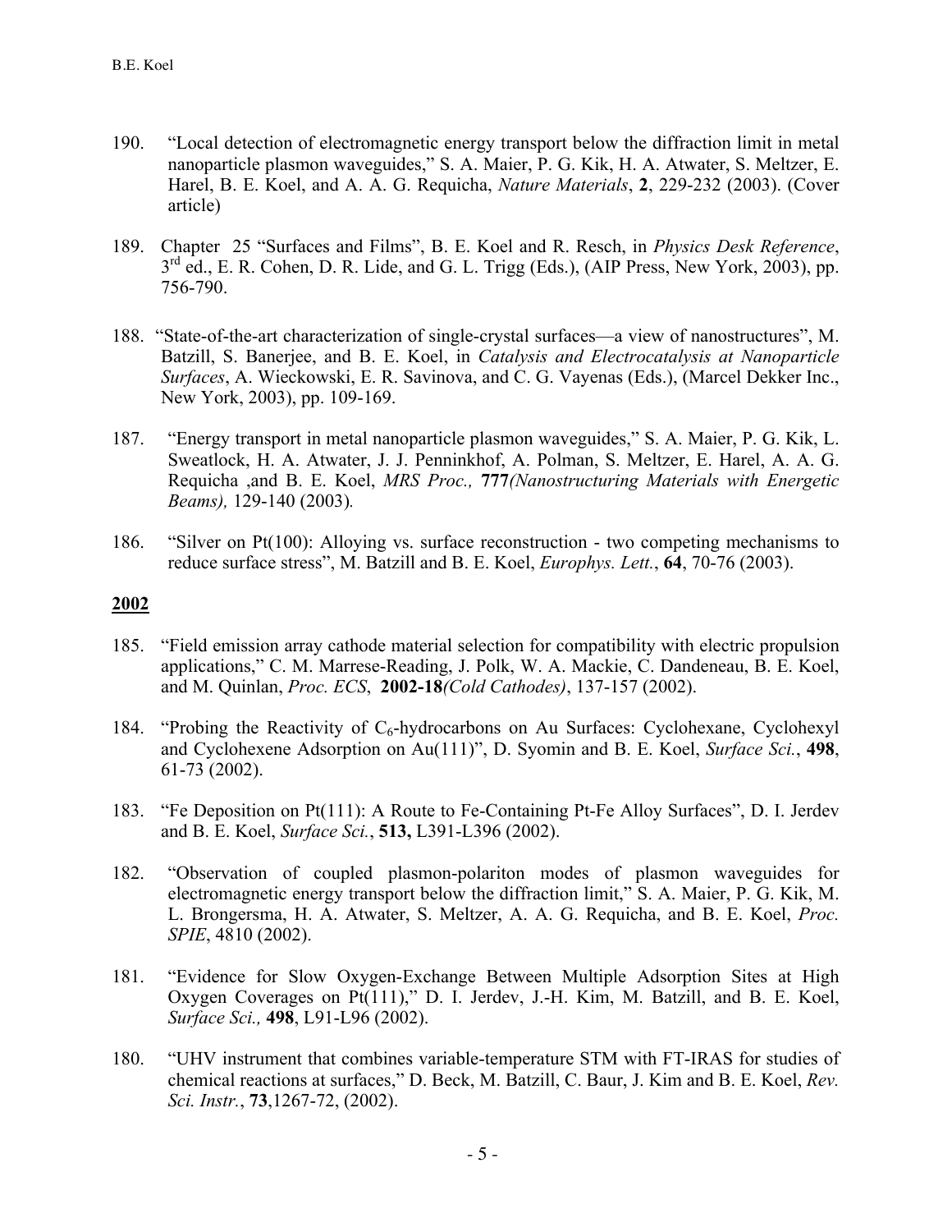190. "Local detection of electromagnetic energy transport below the diffraction limit in metal nanoparticle plasmon waveguides," S. A. Maier, P. G. Kik, H. A. Atwater, S. Meltzer, E. Harel, B. E. Koel, and A. A. G. Requicha, *Nature Materials*, **2**, 229-232 (2003). (Cover article)

189. Chapter 25 "Surfaces and Films", B. E. Koel and R. Resch, in *Physics Desk Reference*, 3rd ed., E. R. Cohen, D. R. Lide, and G. L. Trigg (Eds.), (AIP Press, New York, 2003), pp. 756-790.

188. "State-of-the-art characterization of single-crystal surfaces—a view of nanostructures", M. Batzill, S. Banerjee, and B. E. Koel, in *Catalysis and Electrocatalysis at Nanoparticle Surfaces*, A. Wieckowski, E. R. Savinova, and C. G. Vayenas (Eds.), (Marcel Dekker Inc., New York, 2003), pp. 109-169.

187. "Energy transport in metal nanoparticle plasmon waveguides," S. A. Maier, P. G. Kik, L. Sweatlock, H. A. Atwater, J. J. Penninkhof, A. Polman, S. Meltzer, E. Harel, A. A. G. Requicha ,and B. E. Koel, *MRS Proc.,* **777***(Nanostructuring Materials with Energetic Beams),* 129-140 (2003)*.*

186. "Silver on Pt(100): Alloying vs. surface reconstruction - two competing mechanisms to reduce surface stress", M. Batzill and B. E. Koel, *Europhys. Lett.*, **64**, 70-76 (2003).

## 2002

185. "Field emission array cathode material selection for compatibility with electric propulsion applications," C. M. Marrese-Reading, J. Polk, W. A. Mackie, C. Dandeneau, B. E. Koel, and M. Quinlan, *Proc. ECS*, **2002-18***(Cold Cathodes)*, 137-157 (2002).

184. "Probing the Reactivity of $C_6$-hydrocarbons on Au Surfaces: Cyclohexane, Cyclohexyl and Cyclohexene Adsorption on Au(111)", D. Syomin and B. E. Koel, *Surface Sci.*, **498**, 61-73 (2002).

183. "Fe Deposition on Pt(111): A Route to Fe-Containing Pt-Fe Alloy Surfaces", D. I. Jerdev and B. E. Koel, *Surface Sci.*, **513,** L391-L396 (2002).

182. "Observation of coupled plasmon-polariton modes of plasmon waveguides for electromagnetic energy transport below the diffraction limit," S. A. Maier, P. G. Kik, M. L. Brongersma, H. A. Atwater, S. Meltzer, A. A. G. Requicha, and B. E. Koel, *Proc. SPIE*, 4810 (2002).

181. "Evidence for Slow Oxygen-Exchange Between Multiple Adsorption Sites at High Oxygen Coverages on Pt(111)," D. I. Jerdev, J.-H. Kim, M. Batzill, and B. E. Koel, *Surface Sci.,* **498**, L91-L96 (2002).

180. "UHV instrument that combines variable-temperature STM with FT-IRAS for studies of chemical reactions at surfaces," D. Beck, M. Batzill, C. Baur, J. Kim and B. E. Koel, *Rev. Sci. Instr.*, **73**,1267-72, (2002).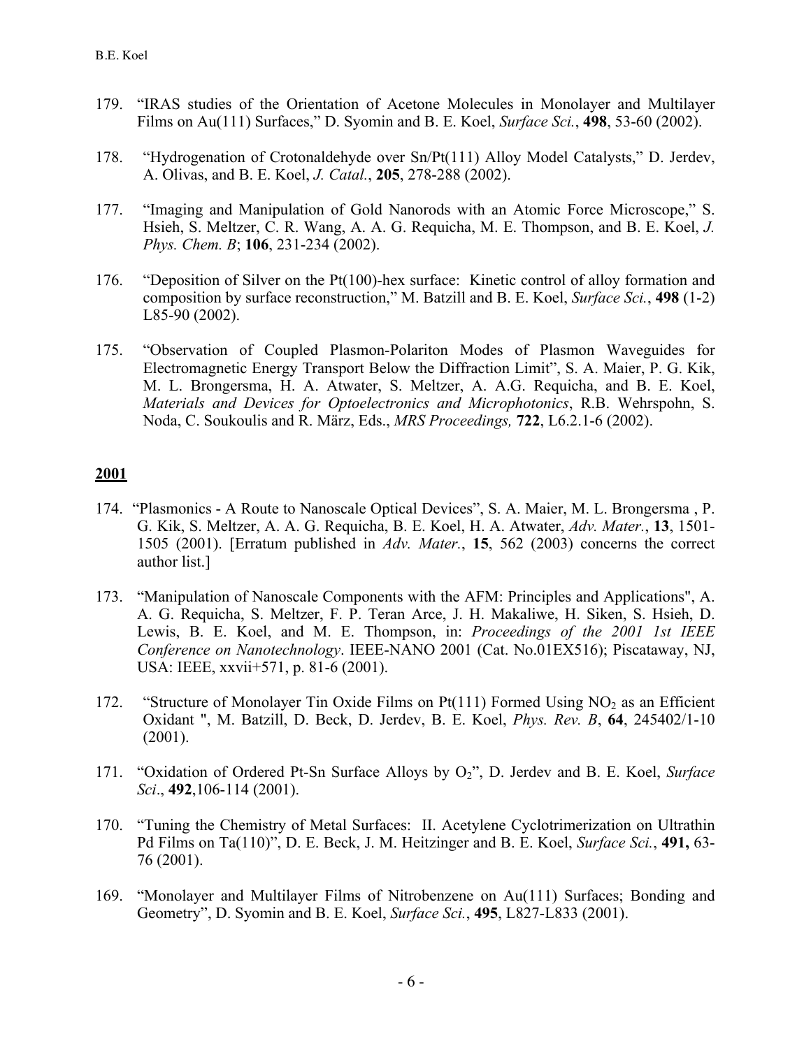179. "IRAS studies of the Orientation of Acetone Molecules in Monolayer and Multilayer Films on Au(111) Surfaces," D. Syomin and B. E. Koel, *Surface Sci.*, **498**, 53-60 (2002).

178. "Hydrogenation of Crotonaldehyde over Sn/Pt(111) Alloy Model Catalysts," D. Jerdev, A. Olivas, and B. E. Koel, *J. Catal.*, **205**, 278-288 (2002).

177. "Imaging and Manipulation of Gold Nanorods with an Atomic Force Microscope," S. Hsieh, S. Meltzer, C. R. Wang, A. A. G. Requicha, M. E. Thompson, and B. E. Koel, *J. Phys. Chem. B*; **106**, 231-234 (2002).

176. "Deposition of Silver on the Pt(100)-hex surface: Kinetic control of alloy formation and composition by surface reconstruction," M. Batzill and B. E. Koel, *Surface Sci.*, **498** (1-2) L85-90 (2002).

175. "Observation of Coupled Plasmon-Polariton Modes of Plasmon Waveguides for Electromagnetic Energy Transport Below the Diffraction Limit", S. A. Maier, P. G. Kik, M. L. Brongersma, H. A. Atwater, S. Meltzer, A. A.G. Requicha, and B. E. Koel, *Materials and Devices for Optoelectronics and Microphotonics*, R.B. Wehrspohn, S. Noda, C. Soukoulis and R. März, Eds., *MRS Proceedings,* **722**, L6.2.1-6 (2002).

## 2001

174. "Plasmonics - A Route to Nanoscale Optical Devices", S. A. Maier, M. L. Brongersma , P. G. Kik, S. Meltzer, A. A. G. Requicha, B. E. Koel, H. A. Atwater, *Adv. Mater.*, **13**, 1501-1505 (2001). [Erratum published in *Adv. Mater.*, **15**, 562 (2003) concerns the correct author list.]

173. "Manipulation of Nanoscale Components with the AFM: Principles and Applications", A. A. G. Requicha, S. Meltzer, F. P. Teran Arce, J. H. Makaliwe, H. Siken, S. Hsieh, D. Lewis, B. E. Koel, and M. E. Thompson, in: *Proceedings of the 2001 1st IEEE Conference on Nanotechnology*. IEEE-NANO 2001 (Cat. No.01EX516); Piscataway, NJ, USA: IEEE, xxvii+571, p. 81-6 (2001).

172. "Structure of Monolayer Tin Oxide Films on Pt(111) Formed Using $NO_2$ as an Efficient Oxidant ", M. Batzill, D. Beck, D. Jerdev, B. E. Koel, *Phys. Rev. B*, **64**, 245402/1-10 (2001).

171. "Oxidation of Ordered Pt-Sn Surface Alloys by $O_2$", D. Jerdev and B. E. Koel, *Surface Sci*., **492**,106-114 (2001).

170. "Tuning the Chemistry of Metal Surfaces: II. Acetylene Cyclotrimerization on Ultrathin Pd Films on Ta(110)", D. E. Beck, J. M. Heitzinger and B. E. Koel, *Surface Sci.*, **491,** 63-76 (2001).

169. "Monolayer and Multilayer Films of Nitrobenzene on Au(111) Surfaces; Bonding and Geometry", D. Syomin and B. E. Koel, *Surface Sci.*, **495**, L827-L833 (2001).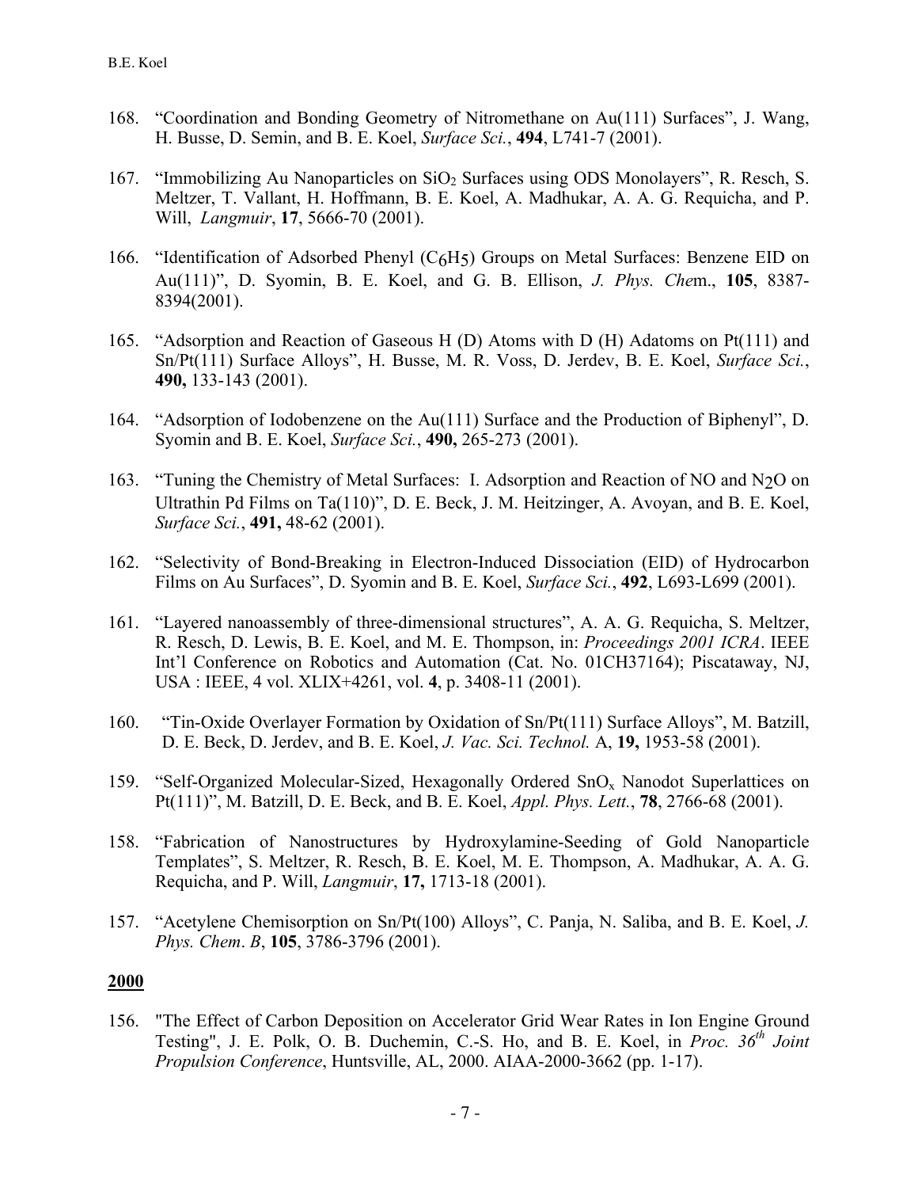168. "Coordination and Bonding Geometry of Nitromethane on Au(111) Surfaces", J. Wang, H. Busse, D. Semin, and B. E. Koel, *Surface Sci.*, **494**, L741-7 (2001).

167. "Immobilizing Au Nanoparticles on $SiO_2$ Surfaces using ODS Monolayers", R. Resch, S. Meltzer, T. Vallant, H. Hoffmann, B. E. Koel, A. Madhukar, A. A. G. Requicha, and P. Will, *Langmuir*, **17**, 5666-70 (2001).

166. "Identification of Adsorbed Phenyl ($C_6H_5$) Groups on Metal Surfaces: Benzene EID on Au(111)", D. Syomin, B. E. Koel, and G. B. Ellison, *J. Phys. Chem.*, **105**, 8387-8394(2001).

165. "Adsorption and Reaction of Gaseous H (D) Atoms with D (H) Adatoms on Pt(111) and Sn/Pt(111) Surface Alloys", H. Busse, M. R. Voss, D. Jerdev, B. E. Koel, *Surface Sci.*, **490,** 133-143 (2001).

164. "Adsorption of Iodobenzene on the Au(111) Surface and the Production of Biphenyl", D. Syomin and B. E. Koel, *Surface Sci.*, **490,** 265-273 (2001).

163. "Tuning the Chemistry of Metal Surfaces: I. Adsorption and Reaction of NO and $N_2O$ on Ultrathin Pd Films on Ta(110)", D. E. Beck, J. M. Heitzinger, A. Avoyan, and B. E. Koel, *Surface Sci.*, **491,** 48-62 (2001).

162. "Selectivity of Bond-Breaking in Electron-Induced Dissociation (EID) of Hydrocarbon Films on Au Surfaces", D. Syomin and B. E. Koel, *Surface Sci.*, **492**, L693-L699 (2001).

161. "Layered nanoassembly of three-dimensional structures", A. A. G. Requicha, S. Meltzer, R. Resch, D. Lewis, B. E. Koel, and M. E. Thompson, in: *Proceedings 2001 ICRA*. IEEE Int'l Conference on Robotics and Automation (Cat. No. 01CH37164); Piscataway, NJ, USA : IEEE, 4 vol. XLIX+4261, vol. **4**, p. 3408-11 (2001).

160. "Tin-Oxide Overlayer Formation by Oxidation of Sn/Pt(111) Surface Alloys", M. Batzill, D. E. Beck, D. Jerdev, and B. E. Koel, *J. Vac. Sci. Technol.* A, **19,** 1953-58 (2001).

159. "Self-Organized Molecular-Sized, Hexagonally Ordered $SnO_x$ Nanodot Superlattices on Pt(111)", M. Batzill, D. E. Beck, and B. E. Koel, *Appl. Phys. Lett.*, **78**, 2766-68 (2001).

158. "Fabrication of Nanostructures by Hydroxylamine-Seeding of Gold Nanoparticle Templates", S. Meltzer, R. Resch, B. E. Koel, M. E. Thompson, A. Madhukar, A. A. G. Requicha, and P. Will, *Langmuir*, **17,** 1713-18 (2001).

157. "Acetylene Chemisorption on Sn/Pt(100) Alloys", C. Panja, N. Saliba, and B. E. Koel, *J. Phys. Chem*. *B*, **105**, 3786-3796 (2001).

**2000**

156. "The Effect of Carbon Deposition on Accelerator Grid Wear Rates in Ion Engine Ground Testing", J. E. Polk, O. B. Duchemin, C.-S. Ho, and B. E. Koel, in *Proc. 36th Joint Propulsion Conference*, Huntsville, AL, 2000. AIAA-2000-3662 (pp. 1-17).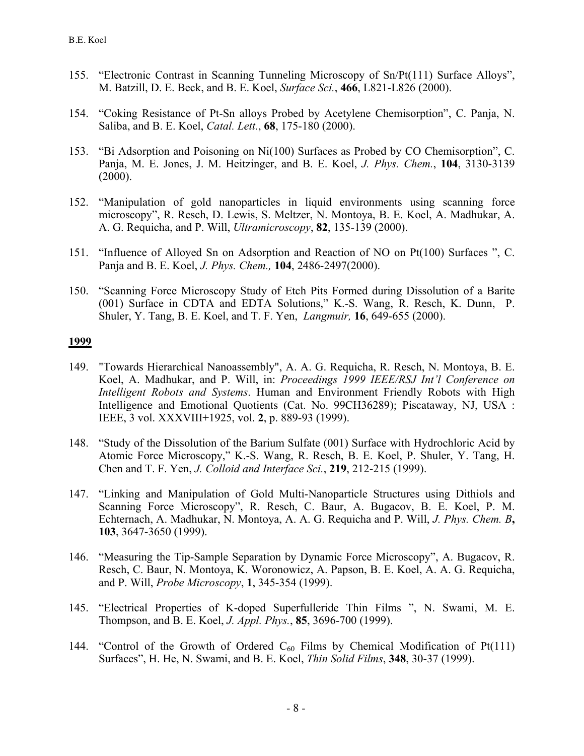155. "Electronic Contrast in Scanning Tunneling Microscopy of Sn/Pt(111) Surface Alloys", M. Batzill, D. E. Beck, and B. E. Koel, *Surface Sci.*, **466**, L821-L826 (2000).

154. "Coking Resistance of Pt-Sn alloys Probed by Acetylene Chemisorption", C. Panja, N. Saliba, and B. E. Koel, *Catal. Lett.*, **68**, 175-180 (2000).

153. "Bi Adsorption and Poisoning on Ni(100) Surfaces as Probed by CO Chemisorption", C. Panja, M. E. Jones, J. M. Heitzinger, and B. E. Koel, *J. Phys. Chem.*, **104**, 3130-3139 (2000).

152. "Manipulation of gold nanoparticles in liquid environments using scanning force microscopy", R. Resch, D. Lewis, S. Meltzer, N. Montoya, B. E. Koel, A. Madhukar, A. A. G. Requicha, and P. Will, *Ultramicroscopy*, **82**, 135-139 (2000).

151. "Influence of Alloyed Sn on Adsorption and Reaction of NO on Pt(100) Surfaces ", C. Panja and B. E. Koel, *J. Phys. Chem.,* **104**, 2486-2497(2000).

150. "Scanning Force Microscopy Study of Etch Pits Formed during Dissolution of a Barite (001) Surface in CDTA and EDTA Solutions," K.-S. Wang, R. Resch, K. Dunn, P. Shuler, Y. Tang, B. E. Koel, and T. F. Yen, *Langmuir,* **16**, 649-655 (2000).

**1999**

149. "Towards Hierarchical Nanoassembly", A. A. G. Requicha, R. Resch, N. Montoya, B. E. Koel, A. Madhukar, and P. Will, in: *Proceedings 1999 IEEE/RSJ Int'l Conference on Intelligent Robots and Systems*. Human and Environment Friendly Robots with High Intelligence and Emotional Quotients (Cat. No. 99CH36289); Piscataway, NJ, USA : IEEE, 3 vol. XXXVIII+1925, vol. **2**, p. 889-93 (1999).

148. "Study of the Dissolution of the Barium Sulfate (001) Surface with Hydrochloric Acid by Atomic Force Microscopy," K.-S. Wang, R. Resch, B. E. Koel, P. Shuler, Y. Tang, H. Chen and T. F. Yen, *J. Colloid and Interface Sci.*, **219**, 212-215 (1999).

147. "Linking and Manipulation of Gold Multi-Nanoparticle Structures using Dithiols and Scanning Force Microscopy", R. Resch, C. Baur, A. Bugacov, B. E. Koel, P. M. Echternach, A. Madhukar, N. Montoya, A. A. G. Requicha and P. Will, *J. Phys. Chem. B*, **103**, 3647-3650 (1999).

146. "Measuring the Tip-Sample Separation by Dynamic Force Microscopy", A. Bugacov, R. Resch, C. Baur, N. Montoya, K. Woronowicz, A. Papson, B. E. Koel, A. A. G. Requicha, and P. Will, *Probe Microscopy*, **1**, 345-354 (1999).

145. "Electrical Properties of K-doped Superfulleride Thin Films ", N. Swami, M. E. Thompson, and B. E. Koel, *J. Appl. Phys.*, **85**, 3696-700 (1999).

144. "Control of the Growth of Ordered $C_{60}$ Films by Chemical Modification of Pt(111) Surfaces", H. He, N. Swami, and B. E. Koel, *Thin Solid Films*, **348**, 30-37 (1999).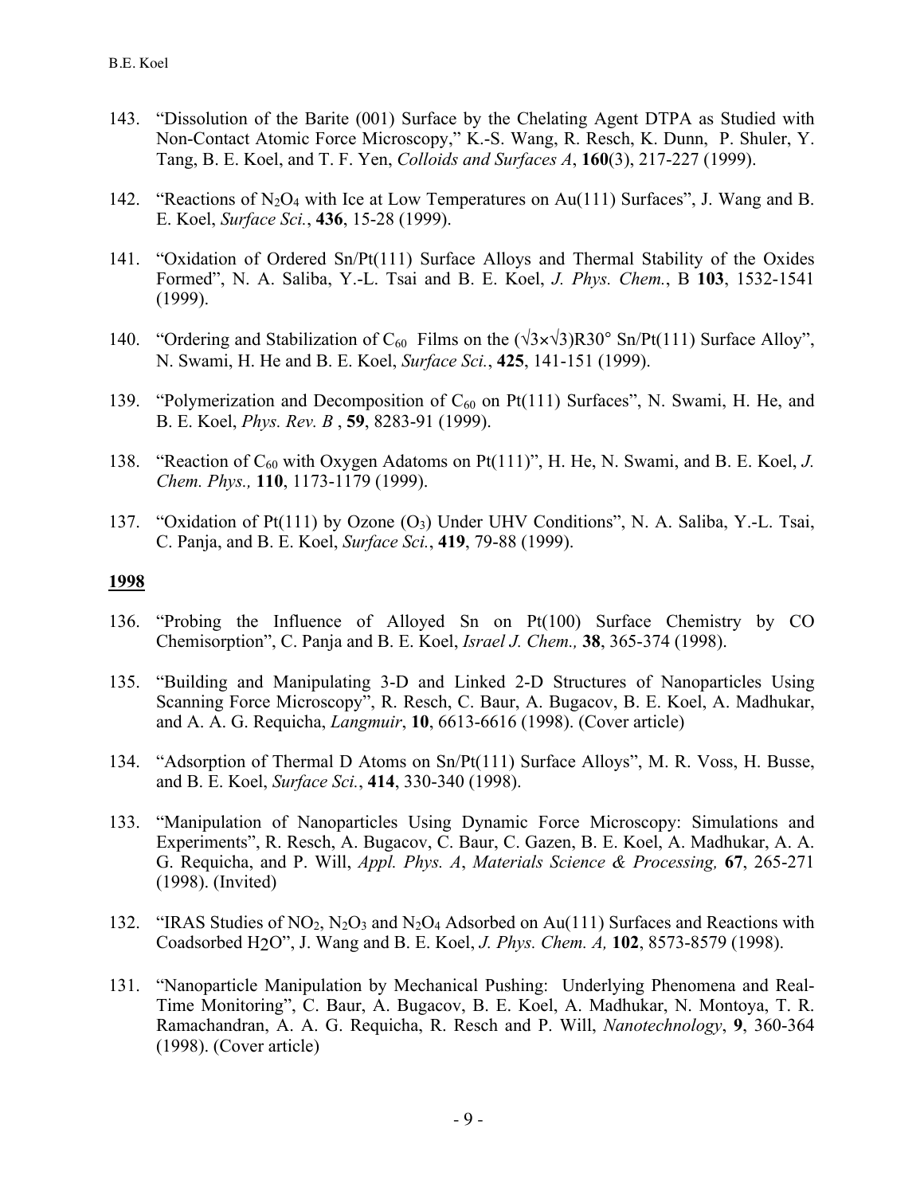143. "Dissolution of the Barite (001) Surface by the Chelating Agent DTPA as Studied with Non-Contact Atomic Force Microscopy," K.-S. Wang, R. Resch, K. Dunn, P. Shuler, Y. Tang, B. E. Koel, and T. F. Yen, *Colloids and Surfaces A*, **160**(3), 217-227 (1999).

142. "Reactions of $N_2O_4$ with Ice at Low Temperatures on Au(111) Surfaces", J. Wang and B. E. Koel, *Surface Sci.*, **436**, 15-28 (1999).

141. "Oxidation of Ordered Sn/Pt(111) Surface Alloys and Thermal Stability of the Oxides Formed", N. A. Saliba, Y.-L. Tsai and B. E. Koel, *J. Phys. Chem.*, B **103**, 1532-1541 (1999).

140. "Ordering and Stabilization of $C_{60}$ Films on the $(\sqrt{3}\times\sqrt{3})R30°$ Sn/Pt(111) Surface Alloy", N. Swami, H. He and B. E. Koel, *Surface Sci.*, **425**, 141-151 (1999).

139. "Polymerization and Decomposition of $C_{60}$ on Pt(111) Surfaces", N. Swami, H. He, and B. E. Koel, *Phys. Rev. B* , **59**, 8283-91 (1999).

138. "Reaction of $C_{60}$ with Oxygen Adatoms on Pt(111)", H. He, N. Swami, and B. E. Koel, *J. Chem. Phys.,* **110**, 1173-1179 (1999).

137. "Oxidation of Pt(111) by Ozone ($O_3$) Under UHV Conditions", N. A. Saliba, Y.-L. Tsai, C. Panja, and B. E. Koel, *Surface Sci.*, **419**, 79-88 (1999).

**1998**

136. "Probing the Influence of Alloyed Sn on Pt(100) Surface Chemistry by CO Chemisorption", C. Panja and B. E. Koel, *Israel J. Chem.,* **38**, 365-374 (1998).

135. "Building and Manipulating 3-D and Linked 2-D Structures of Nanoparticles Using Scanning Force Microscopy", R. Resch, C. Baur, A. Bugacov, B. E. Koel, A. Madhukar, and A. A. G. Requicha, *Langmuir*, **10**, 6613-6616 (1998). (Cover article)

134. "Adsorption of Thermal D Atoms on Sn/Pt(111) Surface Alloys", M. R. Voss, H. Busse, and B. E. Koel, *Surface Sci.*, **414**, 330-340 (1998).

133. "Manipulation of Nanoparticles Using Dynamic Force Microscopy: Simulations and Experiments", R. Resch, A. Bugacov, C. Baur, C. Gazen, B. E. Koel, A. Madhukar, A. A. G. Requicha, and P. Will, *Appl. Phys. A*, *Materials Science & Processing,* **67**, 265-271 (1998). (Invited)

132. "IRAS Studies of $NO_2$, $N_2O_3$ and $N_2O_4$ Adsorbed on Au(111) Surfaces and Reactions with Coadsorbed $H_2O$", J. Wang and B. E. Koel, *J. Phys. Chem. A,* **102**, 8573-8579 (1998).

131. "Nanoparticle Manipulation by Mechanical Pushing: Underlying Phenomena and Real-Time Monitoring", C. Baur, A. Bugacov, B. E. Koel, A. Madhukar, N. Montoya, T. R. Ramachandran, A. A. G. Requicha, R. Resch and P. Will, *Nanotechnology*, **9**, 360-364 (1998). (Cover article)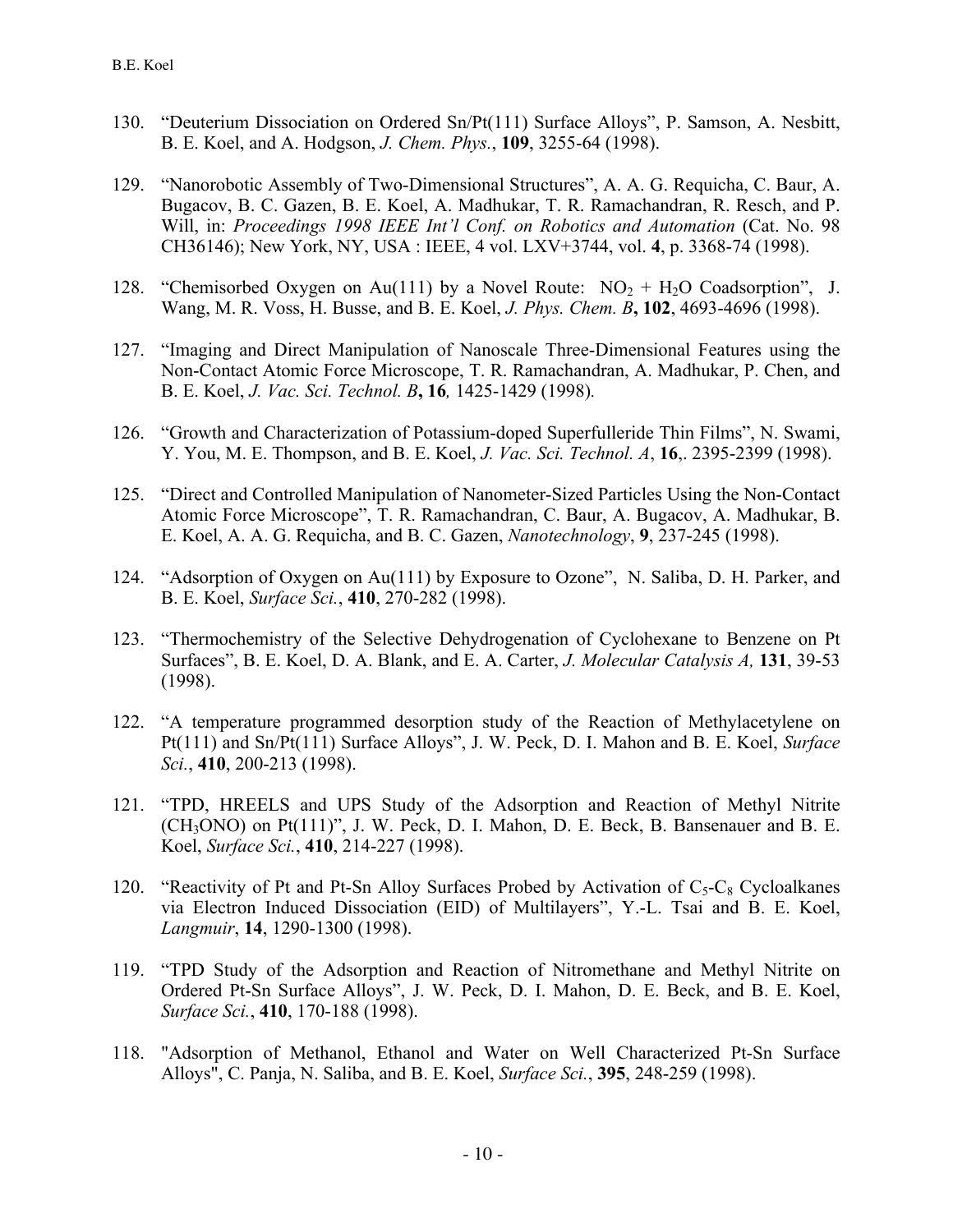130. "Deuterium Dissociation on Ordered Sn/Pt(111) Surface Alloys", P. Samson, A. Nesbitt, B. E. Koel, and A. Hodgson, *J. Chem. Phys.*, **109**, 3255-64 (1998).

129. "Nanorobotic Assembly of Two-Dimensional Structures", A. A. G. Requicha, C. Baur, A. Bugacov, B. C. Gazen, B. E. Koel, A. Madhukar, T. R. Ramachandran, R. Resch, and P. Will, in: *Proceedings 1998 IEEE Int'l Conf. on Robotics and Automation* (Cat. No. 98 CH36146); New York, NY, USA : IEEE, 4 vol. LXV+3744, vol. **4**, p. 3368-74 (1998).

128. "Chemisorbed Oxygen on Au(111) by a Novel Route: $NO_2$ + $H_2O$ Coadsorption", J. Wang, M. R. Voss, H. Busse, and B. E. Koel, *J. Phys. Chem. B*, **102**, 4693-4696 (1998).

127. "Imaging and Direct Manipulation of Nanoscale Three-Dimensional Features using the Non-Contact Atomic Force Microscope, T. R. Ramachandran, A. Madhukar, P. Chen, and B. E. Koel, *J. Vac. Sci. Technol. B*, **16***,* 1425-1429 (1998)*.*

126. "Growth and Characterization of Potassium-doped Superfulleride Thin Films", N. Swami, Y. You, M. E. Thompson, and B. E. Koel, *J. Vac. Sci. Technol. A*, **16**,. 2395-2399 (1998).

125. "Direct and Controlled Manipulation of Nanometer-Sized Particles Using the Non-Contact Atomic Force Microscope", T. R. Ramachandran, C. Baur, A. Bugacov, A. Madhukar, B. E. Koel, A. A. G. Requicha, and B. C. Gazen, *Nanotechnology*, **9**, 237-245 (1998).

124. "Adsorption of Oxygen on Au(111) by Exposure to Ozone", N. Saliba, D. H. Parker, and B. E. Koel, *Surface Sci.*, **410**, 270-282 (1998).

123. "Thermochemistry of the Selective Dehydrogenation of Cyclohexane to Benzene on Pt Surfaces", B. E. Koel, D. A. Blank, and E. A. Carter, *J. Molecular Catalysis A,* **131**, 39-53 (1998).

122. "A temperature programmed desorption study of the Reaction of Methylacetylene on Pt(111) and Sn/Pt(111) Surface Alloys", J. W. Peck, D. I. Mahon and B. E. Koel, *Surface Sci.*, **410**, 200-213 (1998).

121. "TPD, HREELS and UPS Study of the Adsorption and Reaction of Methyl Nitrite ($CH_3ONO$) on Pt(111)", J. W. Peck, D. I. Mahon, D. E. Beck, B. Bansenauer and B. E. Koel, *Surface Sci.*, **410**, 214-227 (1998).

120. "Reactivity of Pt and Pt-Sn Alloy Surfaces Probed by Activation of $C_5$-$C_8$ Cycloalkanes via Electron Induced Dissociation (EID) of Multilayers", Y.-L. Tsai and B. E. Koel, *Langmuir*, **14**, 1290-1300 (1998).

119. "TPD Study of the Adsorption and Reaction of Nitromethane and Methyl Nitrite on Ordered Pt-Sn Surface Alloys", J. W. Peck, D. I. Mahon, D. E. Beck, and B. E. Koel, *Surface Sci.*, **410**, 170-188 (1998).

118. "Adsorption of Methanol, Ethanol and Water on Well Characterized Pt-Sn Surface Alloys", C. Panja, N. Saliba, and B. E. Koel, *Surface Sci.*, **395**, 248-259 (1998).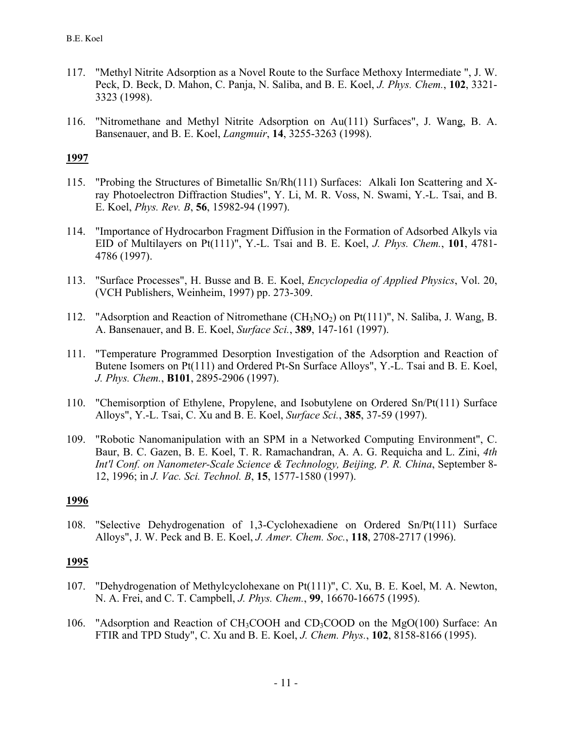117. "Methyl Nitrite Adsorption as a Novel Route to the Surface Methoxy Intermediate ", J. W. Peck, D. Beck, D. Mahon, C. Panja, N. Saliba, and B. E. Koel, *J. Phys. Chem.*, **102**, 3321-3323 (1998).

116. "Nitromethane and Methyl Nitrite Adsorption on Au(111) Surfaces", J. Wang, B. A. Bansenauer, and B. E. Koel, *Langmuir*, **14**, 3255-3263 (1998).

## 1997

115. "Probing the Structures of Bimetallic Sn/Rh(111) Surfaces: Alkali Ion Scattering and X-ray Photoelectron Diffraction Studies", Y. Li, M. R. Voss, N. Swami, Y.-L. Tsai, and B. E. Koel, *Phys. Rev. B*, **56**, 15982-94 (1997).

114. "Importance of Hydrocarbon Fragment Diffusion in the Formation of Adsorbed Alkyls via EID of Multilayers on Pt(111)", Y.-L. Tsai and B. E. Koel, *J. Phys. Chem.*, **101**, 4781-4786 (1997).

113. "Surface Processes", H. Busse and B. E. Koel, *Encyclopedia of Applied Physics*, Vol. 20, (VCH Publishers, Weinheim, 1997) pp. 273-309.

112. "Adsorption and Reaction of Nitromethane ($CH_3NO_2$) on Pt(111)", N. Saliba, J. Wang, B. A. Bansenauer, and B. E. Koel, *Surface Sci.*, **389**, 147-161 (1997).

111. "Temperature Programmed Desorption Investigation of the Adsorption and Reaction of Butene Isomers on Pt(111) and Ordered Pt-Sn Surface Alloys", Y.-L. Tsai and B. E. Koel, *J. Phys. Chem.*, **B101**, 2895-2906 (1997).

110. "Chemisorption of Ethylene, Propylene, and Isobutylene on Ordered Sn/Pt(111) Surface Alloys", Y.-L. Tsai, C. Xu and B. E. Koel, *Surface Sci.*, **385**, 37-59 (1997).

109. "Robotic Nanomanipulation with an SPM in a Networked Computing Environment", C. Baur, B. C. Gazen, B. E. Koel, T. R. Ramachandran, A. A. G. Requicha and L. Zini, *4th Int'l Conf. on Nanometer-Scale Science & Technology, Beijing, P. R. China*, September 8-12, 1996; in *J. Vac. Sci. Technol. B*, **15**, 1577-1580 (1997).

## 1996

108. "Selective Dehydrogenation of 1,3-Cyclohexadiene on Ordered Sn/Pt(111) Surface Alloys", J. W. Peck and B. E. Koel, *J. Amer. Chem. Soc.*, **118**, 2708-2717 (1996).

## 1995

107. "Dehydrogenation of Methylcyclohexane on Pt(111)", C. Xu, B. E. Koel, M. A. Newton, N. A. Frei, and C. T. Campbell, *J. Phys. Chem.*, **99**, 16670-16675 (1995).

106. "Adsorption and Reaction of $CH_3COOH$ and $CD_3COOD$ on the MgO(100) Surface: An FTIR and TPD Study", C. Xu and B. E. Koel, *J. Chem. Phys.*, **102**, 8158-8166 (1995).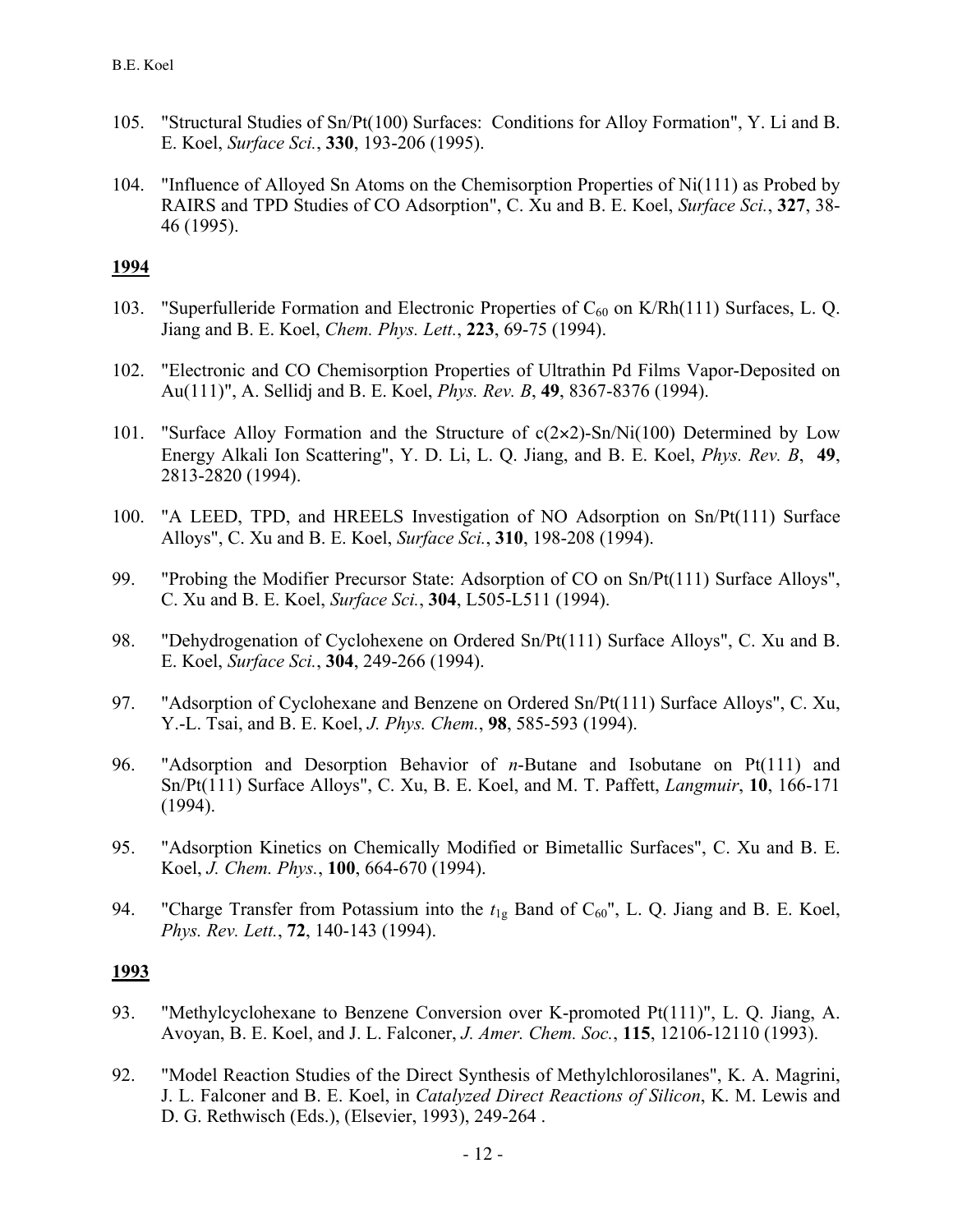105. "Structural Studies of Sn/Pt(100) Surfaces: Conditions for Alloy Formation", Y. Li and B. E. Koel, *Surface Sci.*, **330**, 193-206 (1995).

104. "Influence of Alloyed Sn Atoms on the Chemisorption Properties of Ni(111) as Probed by RAIRS and TPD Studies of CO Adsorption", C. Xu and B. E. Koel, *Surface Sci.*, **327**, 38-46 (1995).

**1994**

103. "Superfulleride Formation and Electronic Properties of $C_{60}$ on K/Rh(111) Surfaces, L. Q. Jiang and B. E. Koel, *Chem. Phys. Lett.*, **223**, 69-75 (1994).

102. "Electronic and CO Chemisorption Properties of Ultrathin Pd Films Vapor-Deposited on Au(111)", A. Sellidj and B. E. Koel, *Phys. Rev. B*, **49**, 8367-8376 (1994).

101. "Surface Alloy Formation and the Structure of c(2×2)-Sn/Ni(100) Determined by Low Energy Alkali Ion Scattering", Y. D. Li, L. Q. Jiang, and B. E. Koel, *Phys. Rev. B*, **49**, 2813-2820 (1994).

100. "A LEED, TPD, and HREELS Investigation of NO Adsorption on Sn/Pt(111) Surface Alloys", C. Xu and B. E. Koel, *Surface Sci.*, **310**, 198-208 (1994).

99. "Probing the Modifier Precursor State: Adsorption of CO on Sn/Pt(111) Surface Alloys", C. Xu and B. E. Koel, *Surface Sci.*, **304**, L505-L511 (1994).

98. "Dehydrogenation of Cyclohexene on Ordered Sn/Pt(111) Surface Alloys", C. Xu and B. E. Koel, *Surface Sci.*, **304**, 249-266 (1994).

97. "Adsorption of Cyclohexane and Benzene on Ordered Sn/Pt(111) Surface Alloys", C. Xu, Y.-L. Tsai, and B. E. Koel, *J. Phys. Chem.*, **98**, 585-593 (1994).

96. "Adsorption and Desorption Behavior of *n*-Butane and Isobutane on Pt(111) and Sn/Pt(111) Surface Alloys", C. Xu, B. E. Koel, and M. T. Paffett, *Langmuir*, **10**, 166-171 (1994).

95. "Adsorption Kinetics on Chemically Modified or Bimetallic Surfaces", C. Xu and B. E. Koel, *J. Chem. Phys.*, **100**, 664-670 (1994).

94. "Charge Transfer from Potassium into the $t_{1g}$ Band of $C_{60}$", L. Q. Jiang and B. E. Koel, *Phys. Rev. Lett.*, **72**, 140-143 (1994).

**1993**

93. "Methylcyclohexane to Benzene Conversion over K-promoted Pt(111)", L. Q. Jiang, A. Avoyan, B. E. Koel, and J. L. Falconer, *J. Amer. Chem. Soc.*, **115**, 12106-12110 (1993).

92. "Model Reaction Studies of the Direct Synthesis of Methylchlorosilanes", K. A. Magrini, J. L. Falconer and B. E. Koel, in *Catalyzed Direct Reactions of Silicon*, K. M. Lewis and D. G. Rethwisch (Eds.), (Elsevier, 1993), 249-264 .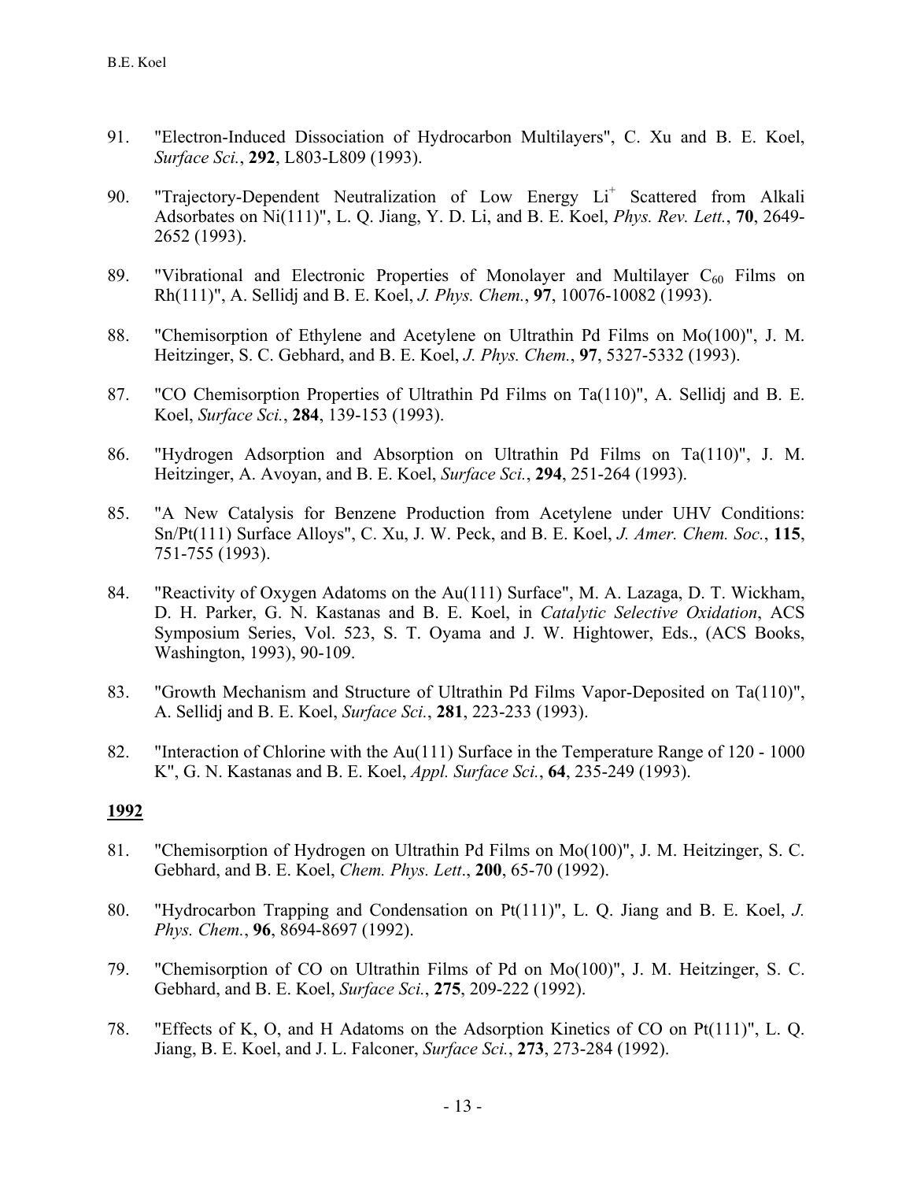91. "Electron-Induced Dissociation of Hydrocarbon Multilayers", C. Xu and B. E. Koel, *Surface Sci.*, **292**, L803-L809 (1993).

90. "Trajectory-Dependent Neutralization of Low Energy $Li^+$ Scattered from Alkali Adsorbates on Ni(111)", L. Q. Jiang, Y. D. Li, and B. E. Koel, *Phys. Rev. Lett.*, **70**, 2649-2652 (1993).

89. "Vibrational and Electronic Properties of Monolayer and Multilayer $C_{60}$ Films on Rh(111)", A. Sellidj and B. E. Koel, *J. Phys. Chem.*, **97**, 10076-10082 (1993).

88. "Chemisorption of Ethylene and Acetylene on Ultrathin Pd Films on Mo(100)", J. M. Heitzinger, S. C. Gebhard, and B. E. Koel, *J. Phys. Chem.*, **97**, 5327-5332 (1993).

87. "CO Chemisorption Properties of Ultrathin Pd Films on Ta(110)", A. Sellidj and B. E. Koel, *Surface Sci.*, **284**, 139-153 (1993).

86. "Hydrogen Adsorption and Absorption on Ultrathin Pd Films on Ta(110)", J. M. Heitzinger, A. Avoyan, and B. E. Koel, *Surface Sci.*, **294**, 251-264 (1993).

85. "A New Catalysis for Benzene Production from Acetylene under UHV Conditions: Sn/Pt(111) Surface Alloys", C. Xu, J. W. Peck, and B. E. Koel, *J. Amer. Chem. Soc.*, **115**, 751-755 (1993).

84. "Reactivity of Oxygen Adatoms on the Au(111) Surface", M. A. Lazaga, D. T. Wickham, D. H. Parker, G. N. Kastanas and B. E. Koel, in *Catalytic Selective Oxidation*, ACS Symposium Series, Vol. 523, S. T. Oyama and J. W. Hightower, Eds., (ACS Books, Washington, 1993), 90-109.

83. "Growth Mechanism and Structure of Ultrathin Pd Films Vapor-Deposited on Ta(110)", A. Sellidj and B. E. Koel, *Surface Sci.*, **281**, 223-233 (1993).

82. "Interaction of Chlorine with the Au(111) Surface in the Temperature Range of 120 - 1000 K", G. N. Kastanas and B. E. Koel, *Appl. Surface Sci.*, **64**, 235-249 (1993).

**1992**

81. "Chemisorption of Hydrogen on Ultrathin Pd Films on Mo(100)", J. M. Heitzinger, S. C. Gebhard, and B. E. Koel, *Chem. Phys. Lett*., **200**, 65-70 (1992).

80. "Hydrocarbon Trapping and Condensation on Pt(111)", L. Q. Jiang and B. E. Koel, *J. Phys. Chem.*, **96**, 8694-8697 (1992).

79. "Chemisorption of CO on Ultrathin Films of Pd on Mo(100)", J. M. Heitzinger, S. C. Gebhard, and B. E. Koel, *Surface Sci.*, **275**, 209-222 (1992).

78. "Effects of K, O, and H Adatoms on the Adsorption Kinetics of CO on Pt(111)", L. Q. Jiang, B. E. Koel, and J. L. Falconer, *Surface Sci.*, **273**, 273-284 (1992).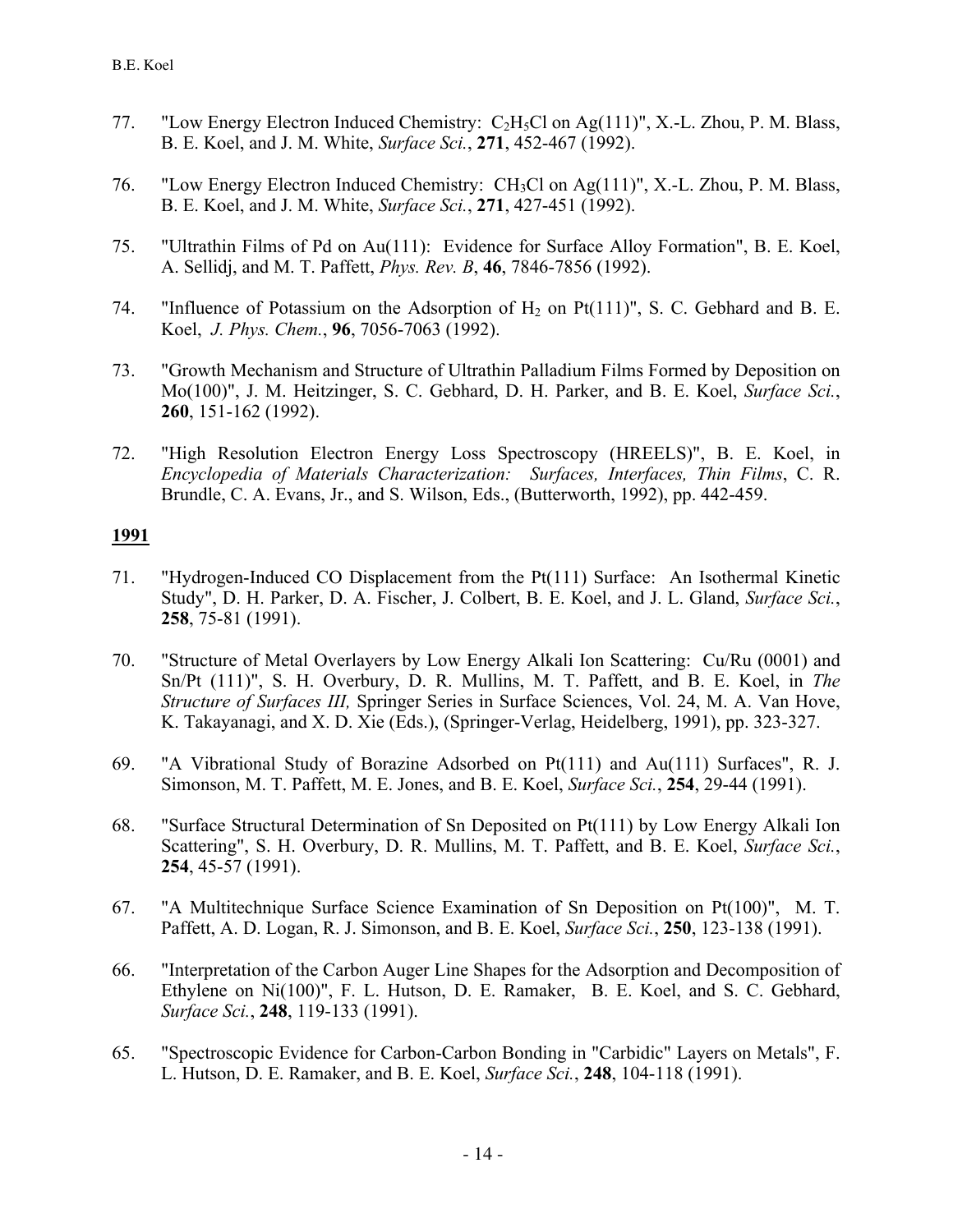77. "Low Energy Electron Induced Chemistry: $C_2H_5Cl$ on Ag(111)", X.-L. Zhou, P. M. Blass, B. E. Koel, and J. M. White, *Surface Sci.*, **271**, 452-467 (1992).

76. "Low Energy Electron Induced Chemistry: $CH_3Cl$ on Ag(111)", X.-L. Zhou, P. M. Blass, B. E. Koel, and J. M. White, *Surface Sci.*, **271**, 427-451 (1992).

75. "Ultrathin Films of Pd on Au(111): Evidence for Surface Alloy Formation", B. E. Koel, A. Sellidj, and M. T. Paffett, *Phys. Rev. B*, **46**, 7846-7856 (1992).

74. "Influence of Potassium on the Adsorption of $H_2$ on Pt(111)", S. C. Gebhard and B. E. Koel, *J. Phys. Chem.*, **96**, 7056-7063 (1992).

73. "Growth Mechanism and Structure of Ultrathin Palladium Films Formed by Deposition on Mo(100)", J. M. Heitzinger, S. C. Gebhard, D. H. Parker, and B. E. Koel, *Surface Sci.*, **260**, 151-162 (1992).

72. "High Resolution Electron Energy Loss Spectroscopy (HREELS)", B. E. Koel, in *Encyclopedia of Materials Characterization: Surfaces, Interfaces, Thin Films*, C. R. Brundle, C. A. Evans, Jr., and S. Wilson, Eds., (Butterworth, 1992), pp. 442-459.

## 1991

71. "Hydrogen-Induced CO Displacement from the Pt(111) Surface: An Isothermal Kinetic Study", D. H. Parker, D. A. Fischer, J. Colbert, B. E. Koel, and J. L. Gland, *Surface Sci.*, **258**, 75-81 (1991).

70. "Structure of Metal Overlayers by Low Energy Alkali Ion Scattering: Cu/Ru (0001) and Sn/Pt (111)", S. H. Overbury, D. R. Mullins, M. T. Paffett, and B. E. Koel, in *The Structure of Surfaces III,* Springer Series in Surface Sciences, Vol. 24, M. A. Van Hove, K. Takayanagi, and X. D. Xie (Eds.), (Springer-Verlag, Heidelberg, 1991), pp. 323-327.

69. "A Vibrational Study of Borazine Adsorbed on Pt(111) and Au(111) Surfaces", R. J. Simonson, M. T. Paffett, M. E. Jones, and B. E. Koel, *Surface Sci.*, **254**, 29-44 (1991).

68. "Surface Structural Determination of Sn Deposited on Pt(111) by Low Energy Alkali Ion Scattering", S. H. Overbury, D. R. Mullins, M. T. Paffett, and B. E. Koel, *Surface Sci.*, **254**, 45-57 (1991).

67. "A Multitechnique Surface Science Examination of Sn Deposition on Pt(100)", M. T. Paffett, A. D. Logan, R. J. Simonson, and B. E. Koel, *Surface Sci.*, **250**, 123-138 (1991).

66. "Interpretation of the Carbon Auger Line Shapes for the Adsorption and Decomposition of Ethylene on Ni(100)", F. L. Hutson, D. E. Ramaker, B. E. Koel, and S. C. Gebhard, *Surface Sci.*, **248**, 119-133 (1991).

65. "Spectroscopic Evidence for Carbon-Carbon Bonding in "Carbidic" Layers on Metals", F. L. Hutson, D. E. Ramaker, and B. E. Koel, *Surface Sci.*, **248**, 104-118 (1991).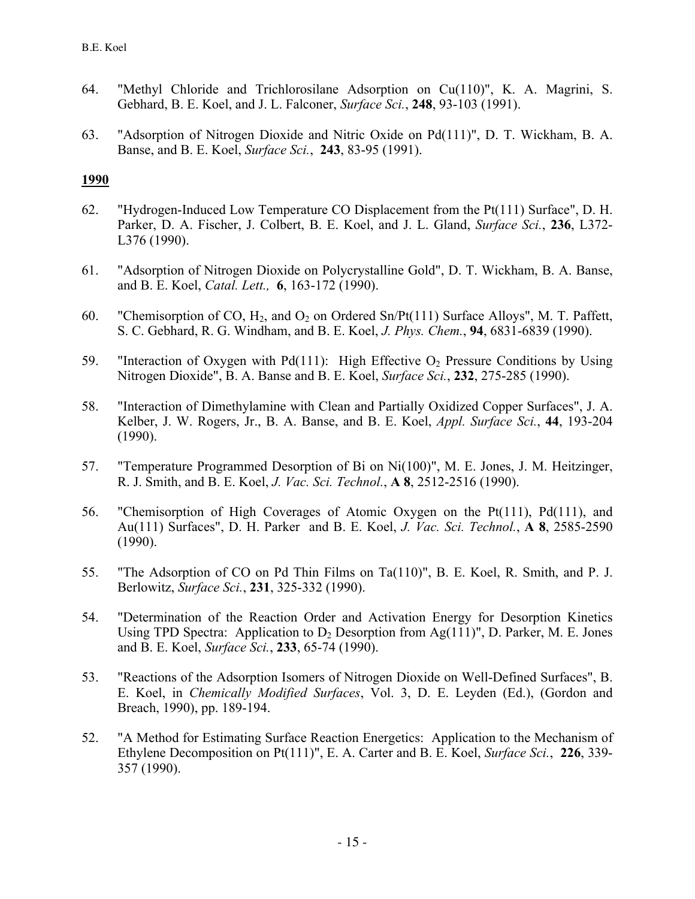64. "Methyl Chloride and Trichlorosilane Adsorption on Cu(110)", K. A. Magrini, S. Gebhard, B. E. Koel, and J. L. Falconer, *Surface Sci.*, **248**, 93-103 (1991).

63. "Adsorption of Nitrogen Dioxide and Nitric Oxide on Pd(111)", D. T. Wickham, B. A. Banse, and B. E. Koel, *Surface Sci.*, **243**, 83-95 (1991).

**1990**

62. "Hydrogen-Induced Low Temperature CO Displacement from the Pt(111) Surface", D. H. Parker, D. A. Fischer, J. Colbert, B. E. Koel, and J. L. Gland, *Surface Sci.*, **236**, L372-L376 (1990).

61. "Adsorption of Nitrogen Dioxide on Polycrystalline Gold", D. T. Wickham, B. A. Banse, and B. E. Koel, *Catal. Lett.,* **6**, 163-172 (1990).

60. "Chemisorption of CO, $H_2$, and $O_2$ on Ordered Sn/Pt(111) Surface Alloys", M. T. Paffett, S. C. Gebhard, R. G. Windham, and B. E. Koel, *J. Phys. Chem.*, **94**, 6831-6839 (1990).

59. "Interaction of Oxygen with Pd(111): High Effective $O_2$ Pressure Conditions by Using Nitrogen Dioxide", B. A. Banse and B. E. Koel, *Surface Sci.*, **232**, 275-285 (1990).

58. "Interaction of Dimethylamine with Clean and Partially Oxidized Copper Surfaces", J. A. Kelber, J. W. Rogers, Jr., B. A. Banse, and B. E. Koel, *Appl. Surface Sci.*, **44**, 193-204 (1990).

57. "Temperature Programmed Desorption of Bi on Ni(100)", M. E. Jones, J. M. Heitzinger, R. J. Smith, and B. E. Koel, *J. Vac. Sci. Technol.*, **A 8**, 2512-2516 (1990).

56. "Chemisorption of High Coverages of Atomic Oxygen on the Pt(111), Pd(111), and Au(111) Surfaces", D. H. Parker and B. E. Koel, *J. Vac. Sci. Technol.*, **A 8**, 2585-2590 (1990).

55. "The Adsorption of CO on Pd Thin Films on Ta(110)", B. E. Koel, R. Smith, and P. J. Berlowitz, *Surface Sci.*, **231**, 325-332 (1990).

54. "Determination of the Reaction Order and Activation Energy for Desorption Kinetics Using TPD Spectra: Application to $D_2$ Desorption from Ag(111)", D. Parker, M. E. Jones and B. E. Koel, *Surface Sci.*, **233**, 65-74 (1990).

53. "Reactions of the Adsorption Isomers of Nitrogen Dioxide on Well-Defined Surfaces", B. E. Koel, in *Chemically Modified Surfaces*, Vol. 3, D. E. Leyden (Ed.), (Gordon and Breach, 1990), pp. 189-194.

52. "A Method for Estimating Surface Reaction Energetics: Application to the Mechanism of Ethylene Decomposition on Pt(111)", E. A. Carter and B. E. Koel, *Surface Sci.*, **226**, 339-357 (1990).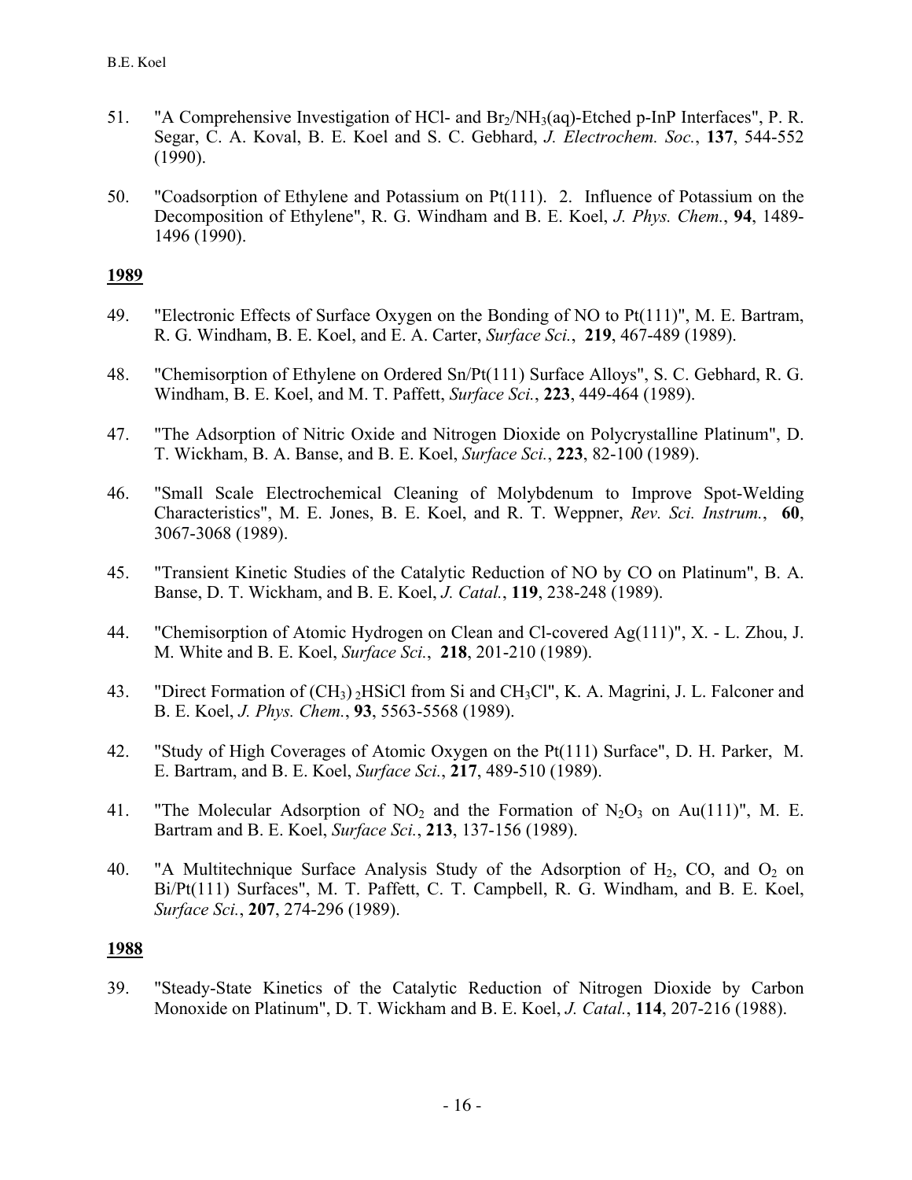51. "A Comprehensive Investigation of HCl- and $Br_2/NH_3$(aq)-Etched p-InP Interfaces", P. R. Segar, C. A. Koval, B. E. Koel and S. C. Gebhard, *J. Electrochem. Soc.*, **137**, 544-552 (1990).

50. "Coadsorption of Ethylene and Potassium on Pt(111). 2. Influence of Potassium on the Decomposition of Ethylene", R. G. Windham and B. E. Koel, *J. Phys. Chem.*, **94**, 1489-1496 (1990).

**1989**

49. "Electronic Effects of Surface Oxygen on the Bonding of NO to Pt(111)", M. E. Bartram, R. G. Windham, B. E. Koel, and E. A. Carter, *Surface Sci.*, **219**, 467-489 (1989).

48. "Chemisorption of Ethylene on Ordered Sn/Pt(111) Surface Alloys", S. C. Gebhard, R. G. Windham, B. E. Koel, and M. T. Paffett, *Surface Sci.*, **223**, 449-464 (1989).

47. "The Adsorption of Nitric Oxide and Nitrogen Dioxide on Polycrystalline Platinum", D. T. Wickham, B. A. Banse, and B. E. Koel, *Surface Sci.*, **223**, 82-100 (1989).

46. "Small Scale Electrochemical Cleaning of Molybdenum to Improve Spot-Welding Characteristics", M. E. Jones, B. E. Koel, and R. T. Weppner, *Rev. Sci. Instrum.*, **60**, 3067-3068 (1989).

45. "Transient Kinetic Studies of the Catalytic Reduction of NO by CO on Platinum", B. A. Banse, D. T. Wickham, and B. E. Koel, *J. Catal.*, **119**, 238-248 (1989).

44. "Chemisorption of Atomic Hydrogen on Clean and Cl-covered Ag(111)", X. - L. Zhou, J. M. White and B. E. Koel, *Surface Sci.*, **218**, 201-210 (1989).

43. "Direct Formation of $(CH_3)_2HSiCl$ from Si and $CH_3Cl$", K. A. Magrini, J. L. Falconer and B. E. Koel, *J. Phys. Chem.*, **93**, 5563-5568 (1989).

42. "Study of High Coverages of Atomic Oxygen on the Pt(111) Surface", D. H. Parker, M. E. Bartram, and B. E. Koel, *Surface Sci.*, **217**, 489-510 (1989).

41. "The Molecular Adsorption of $NO_2$ and the Formation of $N_2O_3$ on Au(111)", M. E. Bartram and B. E. Koel, *Surface Sci.*, **213**, 137-156 (1989).

40. "A Multitechnique Surface Analysis Study of the Adsorption of $H_2$, CO, and $O_2$ on Bi/Pt(111) Surfaces", M. T. Paffett, C. T. Campbell, R. G. Windham, and B. E. Koel, *Surface Sci.*, **207**, 274-296 (1989).

**1988**

39. "Steady-State Kinetics of the Catalytic Reduction of Nitrogen Dioxide by Carbon Monoxide on Platinum", D. T. Wickham and B. E. Koel, *J. Catal.*, **114**, 207-216 (1988).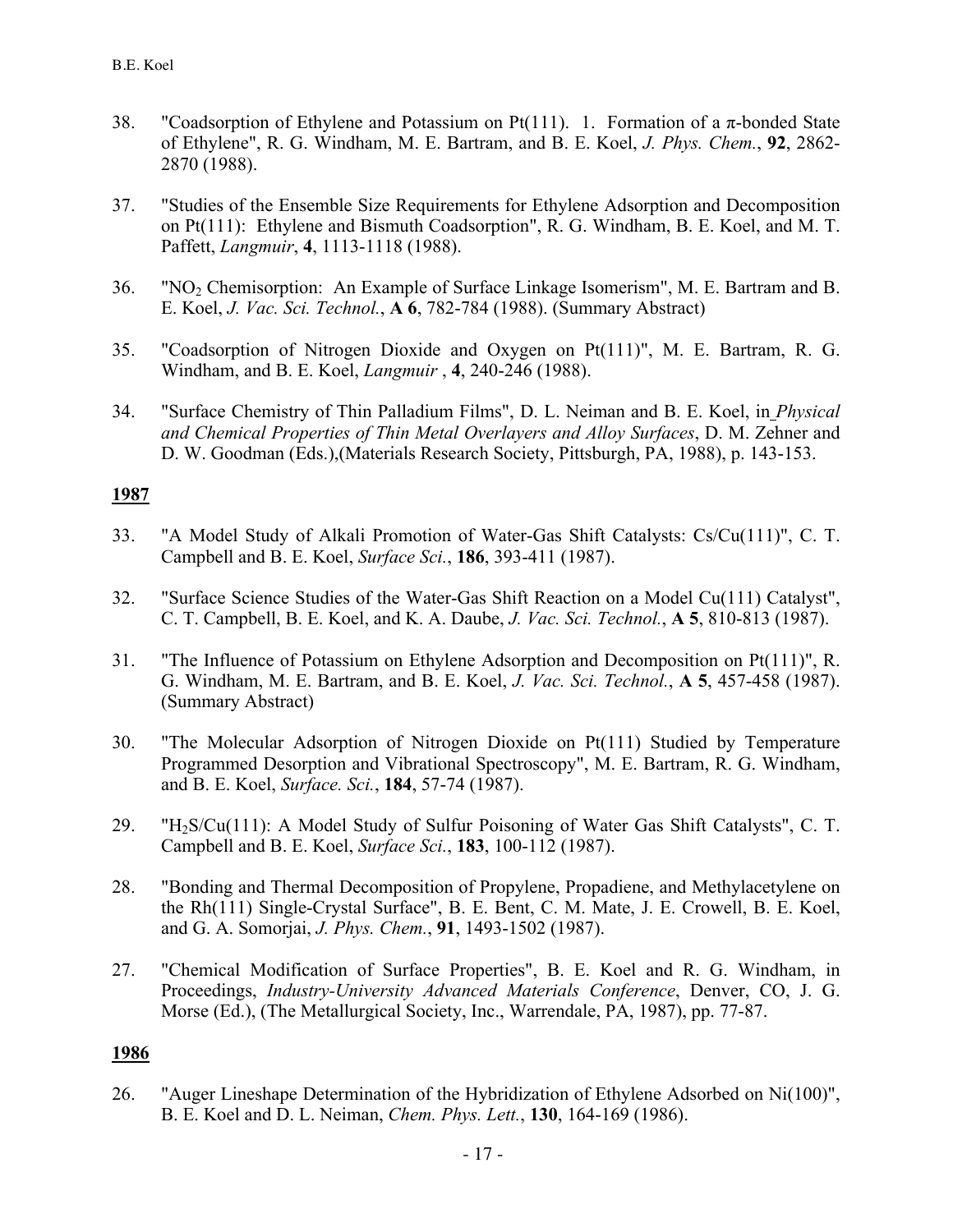38. "Coadsorption of Ethylene and Potassium on Pt(111). 1. Formation of a $\pi$-bonded State of Ethylene", R. G. Windham, M. E. Bartram, and B. E. Koel, *J. Phys. Chem.*, **92**, 2862-2870 (1988).

37. "Studies of the Ensemble Size Requirements for Ethylene Adsorption and Decomposition on Pt(111): Ethylene and Bismuth Coadsorption", R. G. Windham, B. E. Koel, and M. T. Paffett, *Langmuir*, **4**, 1113-1118 (1988).

36. "$NO_2$ Chemisorption: An Example of Surface Linkage Isomerism", M. E. Bartram and B. E. Koel, *J. Vac. Sci. Technol.*, **A 6**, 782-784 (1988). (Summary Abstract)

35. "Coadsorption of Nitrogen Dioxide and Oxygen on Pt(111)", M. E. Bartram, R. G. Windham, and B. E. Koel, *Langmuir* , **4**, 240-246 (1988).

34. "Surface Chemistry of Thin Palladium Films", D. L. Neiman and B. E. Koel, in *Physical and Chemical Properties of Thin Metal Overlayers and Alloy Surfaces*, D. M. Zehner and D. W. Goodman (Eds.),(Materials Research Society, Pittsburgh, PA, 1988), p. 143-153.

## 1987

33. "A Model Study of Alkali Promotion of Water-Gas Shift Catalysts: Cs/Cu(111)", C. T. Campbell and B. E. Koel, *Surface Sci.*, **186**, 393-411 (1987).

32. "Surface Science Studies of the Water-Gas Shift Reaction on a Model Cu(111) Catalyst", C. T. Campbell, B. E. Koel, and K. A. Daube, *J. Vac. Sci. Technol.*, **A 5**, 810-813 (1987).

31. "The Influence of Potassium on Ethylene Adsorption and Decomposition on Pt(111)", R. G. Windham, M. E. Bartram, and B. E. Koel, *J. Vac. Sci. Technol.*, **A 5**, 457-458 (1987). (Summary Abstract)

30. "The Molecular Adsorption of Nitrogen Dioxide on Pt(111) Studied by Temperature Programmed Desorption and Vibrational Spectroscopy", M. E. Bartram, R. G. Windham, and B. E. Koel, *Surface. Sci.*, **184**, 57-74 (1987).

29. "$H_2S$/Cu(111): A Model Study of Sulfur Poisoning of Water Gas Shift Catalysts", C. T. Campbell and B. E. Koel, *Surface Sci.*, **183**, 100-112 (1987).

28. "Bonding and Thermal Decomposition of Propylene, Propadiene, and Methylacetylene on the Rh(111) Single-Crystal Surface", B. E. Bent, C. M. Mate, J. E. Crowell, B. E. Koel, and G. A. Somorjai, *J. Phys. Chem.*, **91**, 1493-1502 (1987).

27. "Chemical Modification of Surface Properties", B. E. Koel and R. G. Windham, in Proceedings, *Industry-University Advanced Materials Conference*, Denver, CO, J. G. Morse (Ed.), (The Metallurgical Society, Inc., Warrendale, PA, 1987), pp. 77-87.

## 1986

26. "Auger Lineshape Determination of the Hybridization of Ethylene Adsorbed on Ni(100)", B. E. Koel and D. L. Neiman, *Chem. Phys. Lett.*, **130**, 164-169 (1986).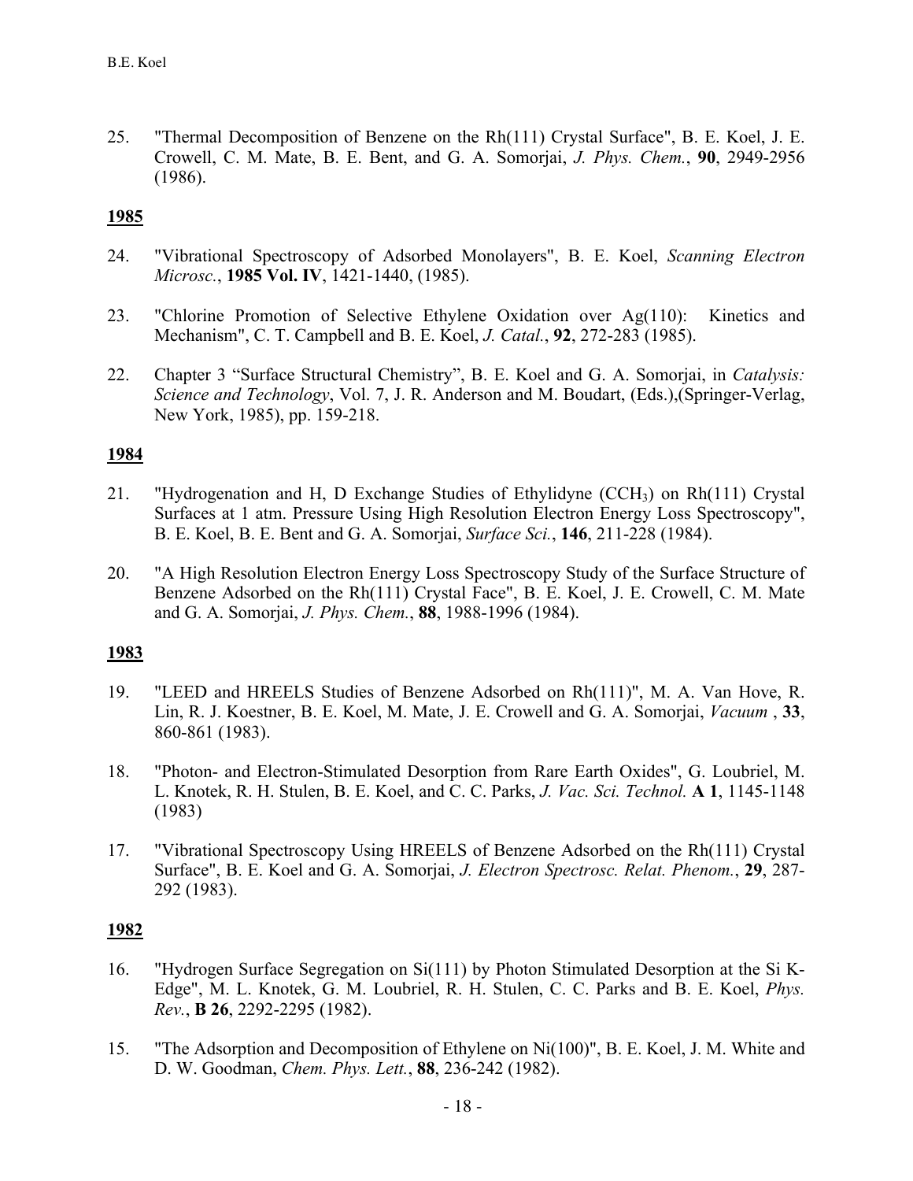25. "Thermal Decomposition of Benzene on the Rh(111) Crystal Surface", B. E. Koel, J. E. Crowell, C. M. Mate, B. E. Bent, and G. A. Somorjai, *J. Phys. Chem.*, **90**, 2949-2956 (1986).

**1985**

24. "Vibrational Spectroscopy of Adsorbed Monolayers", B. E. Koel, *Scanning Electron Microsc.*, **1985 Vol. IV**, 1421-1440, (1985).

23. "Chlorine Promotion of Selective Ethylene Oxidation over Ag(110): Kinetics and Mechanism", C. T. Campbell and B. E. Koel, *J. Catal.*, **92**, 272-283 (1985).

22. Chapter 3 "Surface Structural Chemistry", B. E. Koel and G. A. Somorjai, in *Catalysis: Science and Technology*, Vol. 7, J. R. Anderson and M. Boudart, (Eds.),(Springer-Verlag, New York, 1985), pp. 159-218.

**1984**

21. "Hydrogenation and H, D Exchange Studies of Ethylidyne ($CCH_3$) on Rh(111) Crystal Surfaces at 1 atm. Pressure Using High Resolution Electron Energy Loss Spectroscopy", B. E. Koel, B. E. Bent and G. A. Somorjai, *Surface Sci.*, **146**, 211-228 (1984).

20. "A High Resolution Electron Energy Loss Spectroscopy Study of the Surface Structure of Benzene Adsorbed on the Rh(111) Crystal Face", B. E. Koel, J. E. Crowell, C. M. Mate and G. A. Somorjai, *J. Phys. Chem.*, **88**, 1988-1996 (1984).

**1983**

19. "LEED and HREELS Studies of Benzene Adsorbed on Rh(111)", M. A. Van Hove, R. Lin, R. J. Koestner, B. E. Koel, M. Mate, J. E. Crowell and G. A. Somorjai, *Vacuum* , **33**, 860-861 (1983).

18. "Photon- and Electron-Stimulated Desorption from Rare Earth Oxides", G. Loubriel, M. L. Knotek, R. H. Stulen, B. E. Koel, and C. C. Parks, *J. Vac. Sci. Technol.* **A 1**, 1145-1148 (1983)

17. "Vibrational Spectroscopy Using HREELS of Benzene Adsorbed on the Rh(111) Crystal Surface", B. E. Koel and G. A. Somorjai, *J. Electron Spectrosc. Relat. Phenom.*, **29**, 287-292 (1983).

**1982**

16. "Hydrogen Surface Segregation on Si(111) by Photon Stimulated Desorption at the Si K-Edge", M. L. Knotek, G. M. Loubriel, R. H. Stulen, C. C. Parks and B. E. Koel, *Phys. Rev.*, **B 26**, 2292-2295 (1982).

15. "The Adsorption and Decomposition of Ethylene on Ni(100)", B. E. Koel, J. M. White and D. W. Goodman, *Chem. Phys. Lett.*, **88**, 236-242 (1982).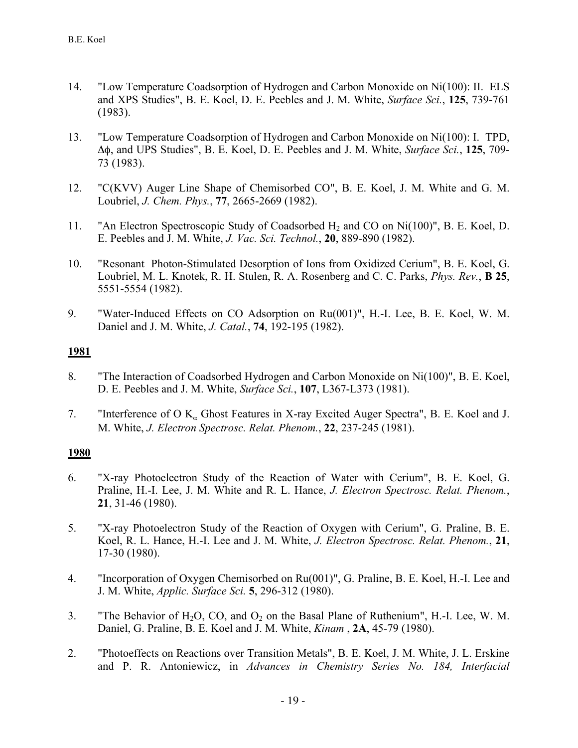14. "Low Temperature Coadsorption of Hydrogen and Carbon Monoxide on Ni(100): II. ELS and XPS Studies", B. E. Koel, D. E. Peebles and J. M. White, *Surface Sci.*, **125**, 739-761 (1983).

13. "Low Temperature Coadsorption of Hydrogen and Carbon Monoxide on Ni(100): I. TPD, $\Delta\phi$, and UPS Studies", B. E. Koel, D. E. Peebles and J. M. White, *Surface Sci.*, **125**, 709-73 (1983).

12. "C(KVV) Auger Line Shape of Chemisorbed CO", B. E. Koel, J. M. White and G. M. Loubriel, *J. Chem. Phys.*, **77**, 2665-2669 (1982).

11. "An Electron Spectroscopic Study of Coadsorbed $H_2$ and CO on Ni(100)", B. E. Koel, D. E. Peebles and J. M. White, *J. Vac. Sci. Technol.*, **20**, 889-890 (1982).

10. "Resonant Photon-Stimulated Desorption of Ions from Oxidized Cerium", B. E. Koel, G. Loubriel, M. L. Knotek, R. H. Stulen, R. A. Rosenberg and C. C. Parks, *Phys. Rev.*, **B 25**, 5551-5554 (1982).

9. "Water-Induced Effects on CO Adsorption on Ru(001)", H.-I. Lee, B. E. Koel, W. M. Daniel and J. M. White, *J. Catal.*, **74**, 192-195 (1982).

## 1981

8. "The Interaction of Coadsorbed Hydrogen and Carbon Monoxide on Ni(100)", B. E. Koel, D. E. Peebles and J. M. White, *Surface Sci.*, **107**, L367-L373 (1981).

7. "Interference of O $K_\alpha$ Ghost Features in X-ray Excited Auger Spectra", B. E. Koel and J. M. White, *J. Electron Spectrosc. Relat. Phenom.*, **22**, 237-245 (1981).

## 1980

6. "X-ray Photoelectron Study of the Reaction of Water with Cerium", B. E. Koel, G. Praline, H.-I. Lee, J. M. White and R. L. Hance, *J. Electron Spectrosc. Relat. Phenom.*, **21**, 31-46 (1980).

5. "X-ray Photoelectron Study of the Reaction of Oxygen with Cerium", G. Praline, B. E. Koel, R. L. Hance, H.-I. Lee and J. M. White, *J. Electron Spectrosc. Relat. Phenom.*, **21**, 17-30 (1980).

4. "Incorporation of Oxygen Chemisorbed on Ru(001)", G. Praline, B. E. Koel, H.-I. Lee and J. M. White, *Applic. Surface Sci.* **5**, 296-312 (1980).

3. "The Behavior of $H_2O$, CO, and $O_2$ on the Basal Plane of Ruthenium", H.-I. Lee, W. M. Daniel, G. Praline, B. E. Koel and J. M. White, *Kinam* , **2A**, 45-79 (1980).

2. "Photoeffects on Reactions over Transition Metals", B. E. Koel, J. M. White, J. L. Erskine and P. R. Antoniewicz, in *Advances in Chemistry Series No. 184, Interfacial*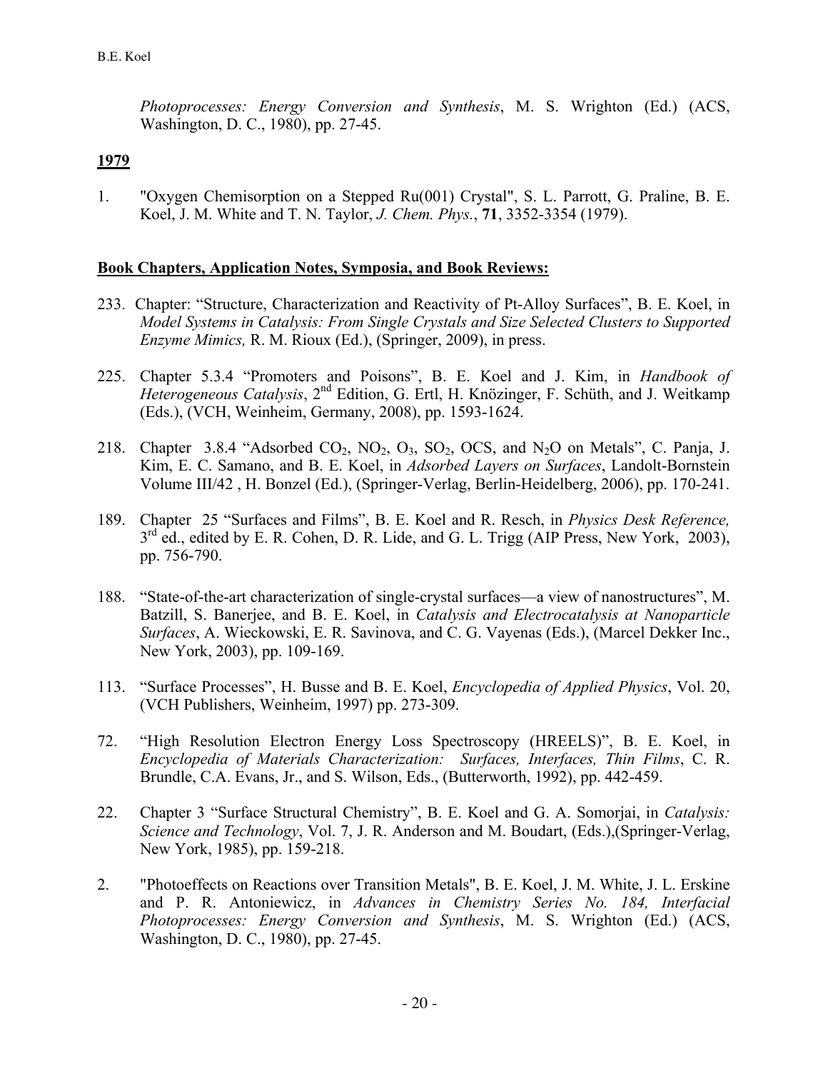*Photoprocesses: Energy Conversion and Synthesis*, M. S. Wrighton (Ed.) (ACS, Washington, D. C., 1980), pp. 27-45.

**1979**

1. "Oxygen Chemisorption on a Stepped Ru(001) Crystal", S. L. Parrott, G. Praline, B. E. Koel, J. M. White and T. N. Taylor, *J. Chem. Phys.*, **71**, 3352-3354 (1979).

**Book Chapters, Application Notes, Symposia, and Book Reviews:**

233. Chapter: "Structure, Characterization and Reactivity of Pt-Alloy Surfaces", B. E. Koel, in *Model Systems in Catalysis: From Single Crystals and Size Selected Clusters to Supported Enzyme Mimics,* R. M. Rioux (Ed.), (Springer, 2009), in press.

225. Chapter 5.3.4 "Promoters and Poisons", B. E. Koel and J. Kim, in *Handbook of Heterogeneous Catalysis*, 2nd Edition, G. Ertl, H. Knözinger, F. Schüth, and J. Weitkamp (Eds.), (VCH, Weinheim, Germany, 2008), pp. 1593-1624.

218. Chapter 3.8.4 "Adsorbed $CO_2$, $NO_2$, $O_3$, $SO_2$, OCS, and $N_2O$ on Metals", C. Panja, J. Kim, E. C. Samano, and B. E. Koel, in *Adsorbed Layers on Surfaces*, Landolt-Bornstein Volume III/42 , H. Bonzel (Ed.), (Springer-Verlag, Berlin-Heidelberg, 2006), pp. 170-241.

189. Chapter 25 "Surfaces and Films", B. E. Koel and R. Resch, in *Physics Desk Reference,* 3rd ed., edited by E. R. Cohen, D. R. Lide, and G. L. Trigg (AIP Press, New York, 2003), pp. 756-790.

188. "State-of-the-art characterization of single-crystal surfaces—a view of nanostructures", M. Batzill, S. Banerjee, and B. E. Koel, in *Catalysis and Electrocatalysis at Nanoparticle Surfaces*, A. Wieckowski, E. R. Savinova, and C. G. Vayenas (Eds.), (Marcel Dekker Inc., New York, 2003), pp. 109-169.

113. "Surface Processes", H. Busse and B. E. Koel, *Encyclopedia of Applied Physics*, Vol. 20, (VCH Publishers, Weinheim, 1997) pp. 273-309.

72. "High Resolution Electron Energy Loss Spectroscopy (HREELS)", B. E. Koel, in *Encyclopedia of Materials Characterization: Surfaces, Interfaces, Thin Films*, C. R. Brundle, C.A. Evans, Jr., and S. Wilson, Eds., (Butterworth, 1992), pp. 442-459.

22. Chapter 3 "Surface Structural Chemistry", B. E. Koel and G. A. Somorjai, in *Catalysis: Science and Technology*, Vol. 7, J. R. Anderson and M. Boudart, (Eds.),(Springer-Verlag, New York, 1985), pp. 159-218.

2. "Photoeffects on Reactions over Transition Metals", B. E. Koel, J. M. White, J. L. Erskine and P. R. Antoniewicz, in *Advances in Chemistry Series No. 184, Interfacial Photoprocesses: Energy Conversion and Synthesis*, M. S. Wrighton (Ed.) (ACS, Washington, D. C., 1980), pp. 27-45.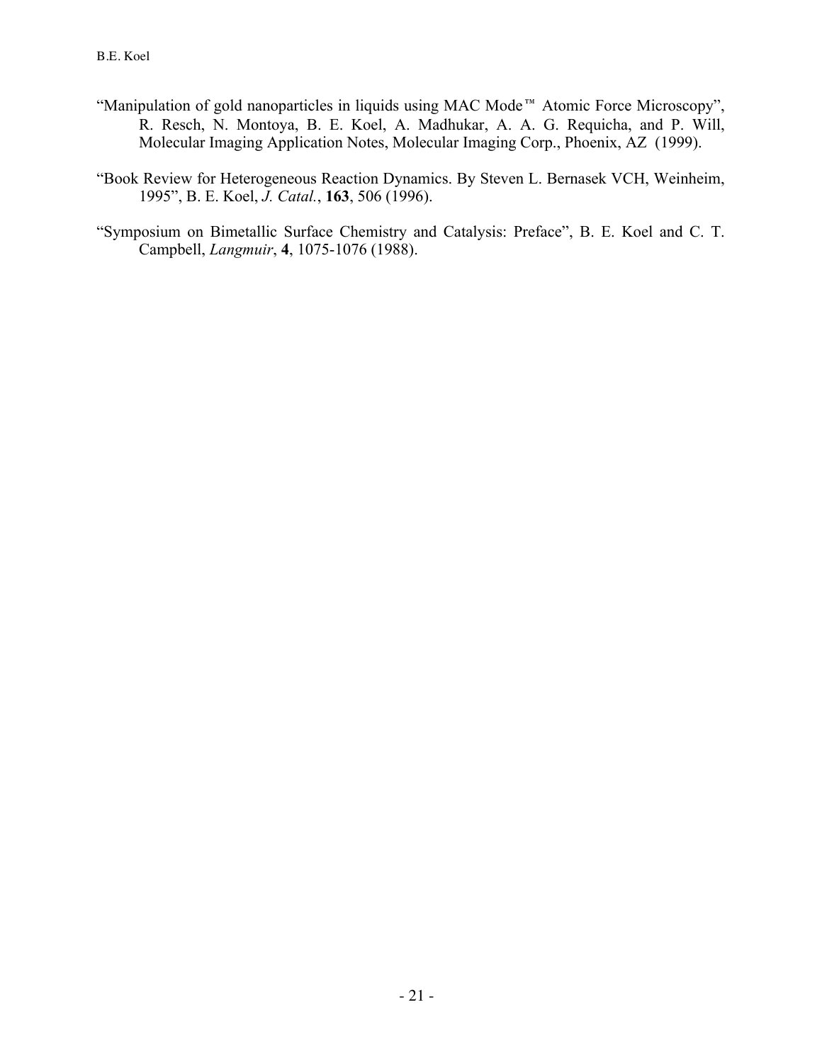"Manipulation of gold nanoparticles in liquids using MAC Mode™ Atomic Force Microscopy", R. Resch, N. Montoya, B. E. Koel, A. Madhukar, A. A. G. Requicha, and P. Will, Molecular Imaging Application Notes, Molecular Imaging Corp., Phoenix, AZ (1999).

"Book Review for Heterogeneous Reaction Dynamics. By Steven L. Bernasek VCH, Weinheim, 1995", B. E. Koel, *J. Catal.*, **163**, 506 (1996).

"Symposium on Bimetallic Surface Chemistry and Catalysis: Preface", B. E. Koel and C. T. Campbell, *Langmuir*, **4**, 1075-1076 (1988).